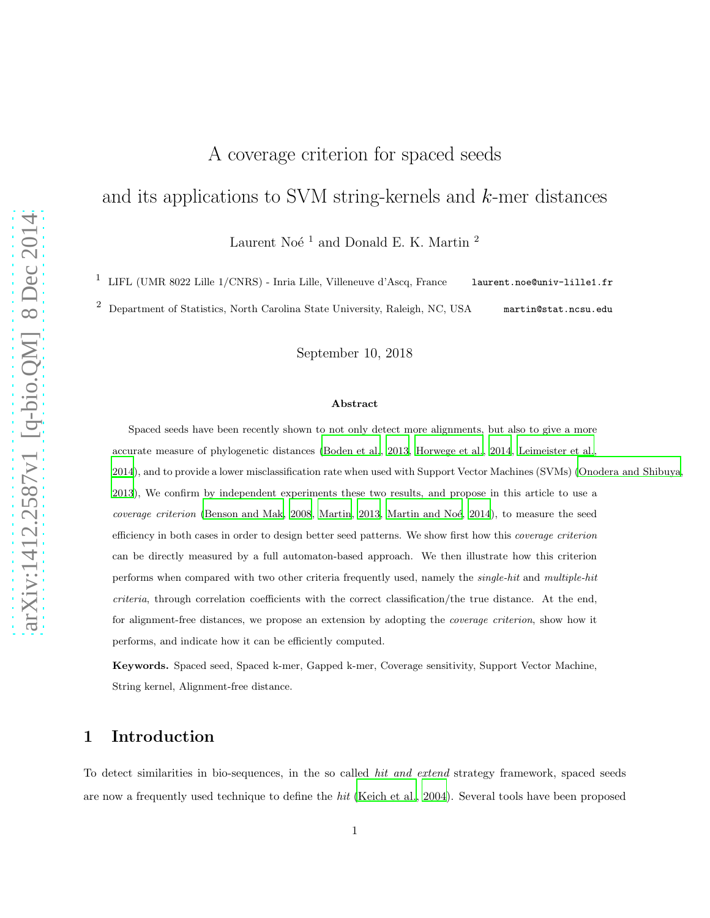# A coverage criterion for spaced seeds

# and its applications to SVM string-kernels and $k$-mer distances

Laurent Noé [1] and Donald E. K. Martin [2]

[1] LIFL (UMR 8022 Lille 1/CNRS) - Inria Lille, Villeneuve d'Ascq, France laurent.noe@univ-lille1.fr

[2] Department of Statistics, North Carolina State University, Raleigh, NC, USA martin@stat.ncsu.edu

September 10, 2018

### Abstract

Spaced seeds have been recently shown to not only detect more alignments, but also to give a more accurate measure of phylogenetic distances (Boden et al., 2013, Horwege et al., 2014, Leimeister et al., 2014), and to provide a lower misclassification rate when used with Support Vector Machines (SVMs) (Onodera and Shibuya, 2013), We confirm by independent experiments these two results, and propose in this article to use a *coverage criterion* (Benson and Mak, 2008, Martin, 2013, Martin and Noé, 2014), to measure the seed efficiency in both cases in order to design better seed patterns. We show first how this *coverage criterion* can be directly measured by a full automaton-based approach. We then illustrate how this criterion performs when compared with two other criteria frequently used, namely the *single-hit* and *multiple-hit criteria*, through correlation coefficients with the correct classification/the true distance. At the end, for alignment-free distances, we propose an extension by adopting the *coverage criterion*, show how it performs, and indicate how it can be efficiently computed.

**Keywords.** Spaced seed, Spaced k-mer, Gapped k-mer, Coverage sensitivity, Support Vector Machine, String kernel, Alignment-free distance.

## 1 Introduction

To detect similarities in bio-sequences, in the so called *hit and extend* strategy framework, spaced seeds are now a frequently used technique to define the *hit* (Keich et al., 2004). Several tools have been proposed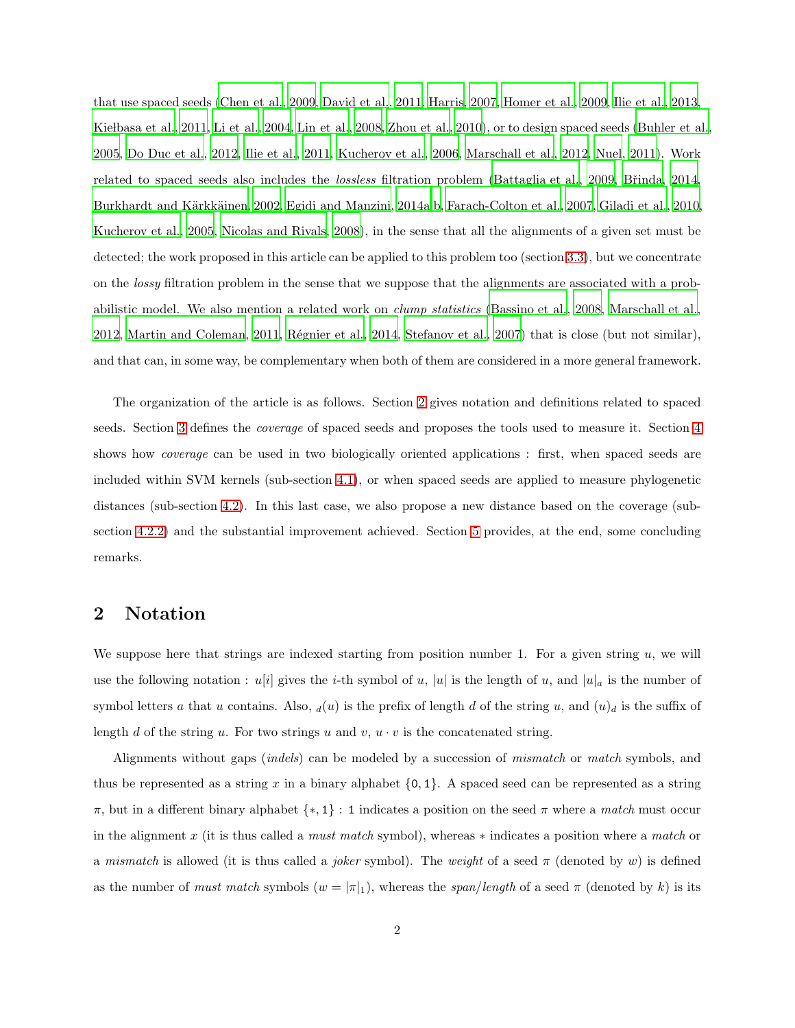that use spaced seeds (Chen et al., 2009, David et al., 2011, Harris, 2007, Homer et al., 2009, Ilie et al., 2013, Kiełbasa et al., 2011, Li et al., 2004, Lin et al., 2008, Zhou et al., 2010), or to design spaced seeds (Buhler et al., 2005, Do Duc et al., 2012, Ilie et al., 2011, Kucherov et al., 2006, Marschall et al., 2012, Nuel, 2011). Work related to spaced seeds also includes the *lossless* filtration problem (Battaglia et al., 2009, Břinda, 2014, Burkhardt and Kärkkäinen, 2002, Egidi and Manzini, 2014a,b, Farach-Colton et al., 2007, Giladi et al., 2010, Kucherov et al., 2005, Nicolas and Rivals, 2008), in the sense that all the alignments of a given set must be detected; the work proposed in this article can be applied to this problem too (section 3.3), but we concentrate on the *lossy* filtration problem in the sense that we suppose that the alignments are associated with a probabilistic model. We also mention a related work on *clump statistics* (Bassino et al., 2008, Marschall et al., 2012, Martin and Coleman, 2011, Régnier et al., 2014, Stefanov et al., 2007) that is close (but not similar), and that can, in some way, be complementary when both of them are considered in a more general framework.

The organization of the article is as follows. Section 2 gives notation and definitions related to spaced seeds. Section 3 defines the *coverage* of spaced seeds and proposes the tools used to measure it. Section 4 shows how *coverage* can be used in two biologically oriented applications : first, when spaced seeds are included within SVM kernels (sub-section 4.1), or when spaced seeds are applied to measure phylogenetic distances (sub-section 4.2). In this last case, we also propose a new distance based on the coverage (sub-section 4.2.2) and the substantial improvement achieved. Section 5 provides, at the end, some concluding remarks.

## 2 Notation

We suppose here that strings are indexed starting from position number 1. For a given string $u$, we will use the following notation : $u[i]$ gives the $i$-th symbol of $u$, $|u|$ is the length of $u$, and $|u|_a$ is the number of symbol letters $a$ that $u$ contains. Also, $_d(u)$ is the prefix of length $d$ of the string $u$, and $(u)_d$ is the suffix of length $d$ of the string $u$. For two strings $u$ and $v$, $u \cdot v$ is the concatenated string.

Alignments without gaps (*indels*) can be modeled by a succession of *mismatch* or *match* symbols, and thus be represented as a string $x$ in a binary alphabet $\{\mathtt{0}, \mathtt{1}\}$. A spaced seed can be represented as a string $\pi$, but in a different binary alphabet $\{*, \mathtt{1}\}$ : $\mathtt{1}$ indicates a position on the seed $\pi$ where a *match* must occur in the alignment $x$ (it is thus called a *must match* symbol), whereas $*$ indicates a position where a *match* or a *mismatch* is allowed (it is thus called a *joker* symbol). The *weight* of a seed $\pi$ (denoted by $w$) is defined as the number of *must match* symbols ($w = |\pi|_1$), whereas the *span/length* of a seed $\pi$ (denoted by $k$) is its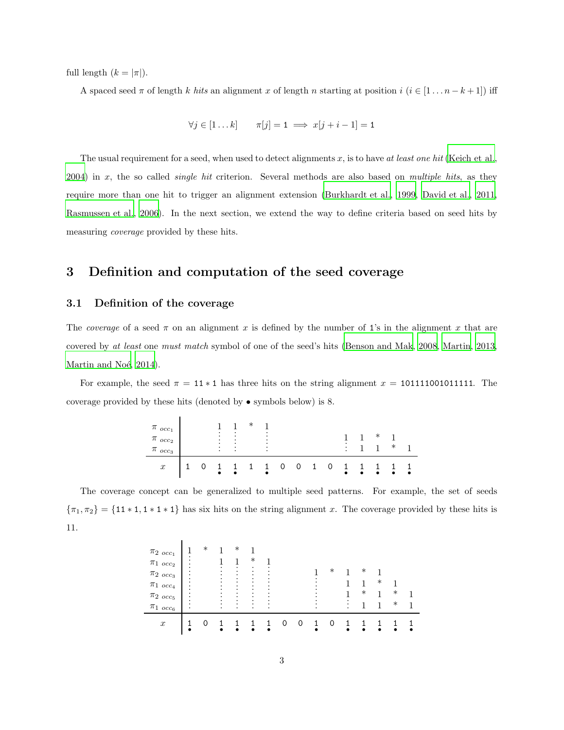full length ($k = |\pi|$).

A spaced seed $\pi$ of length $k$ *hits* an alignment $x$ of length $n$ starting at position $i$ ($i \in [1 \ldots n-k+1]$) iff

$$\forall j \in [1 \ldots k] \qquad \pi[j] = \mathtt{1} \implies x[j+i-1] = \mathtt{1}$$

The usual requirement for a seed, when used to detect alignments $x$, is to have *at least one hit* (Keich et al., 2004) in $x$, the so called *single hit* criterion. Several methods are also based on *multiple hits*, as they require more than one hit to trigger an alignment extension (Burkhardt et al., 1999, David et al., 2011, Rasmussen et al., 2006). In the next section, we extend the way to define criteria based on seed hits by measuring *coverage* provided by these hits.

# 3 Definition and computation of the seed coverage

## 3.1 Definition of the coverage

The *coverage* of a seed $\pi$ on an alignment $x$ is defined by the number of 1's in the alignment $x$ that are covered by *at least* one *must match* symbol of one of the seed's hits (Benson and Mak, 2008, Martin, 2013, Martin and Noé, 2014).

For example, the seed $\pi = \mathtt{11*1}$ has three hits on the string alignment $x = \mathtt{101111001011111}$. The coverage provided by these hits (denoted by $\bullet$ symbols below) is 8.

| | | | | | | | | | | | | | | | |
|---|---|---|---|---|---|---|---|---|---|---|---|---|---|---|---|
| $\pi_{\ occ_1}$ | | | 1 | 1 | * | 1 | | | | | | | | | |
| $\pi_{\ occ_2}$ | | | | | | | | | | | 1 | 1 | * | 1 | |
| $\pi_{\ occ_3}$ | | | | | | | | | | | | 1 | 1 | * | 1 |
| $x$ | 1 | 0 | 1• | 1• | 1 | 1• | 0 | 0 | 1 | 0 | 1• | 1• | 1• | 1• | 1• |

The coverage concept can be generalized to multiple seed patterns. For example, the set of seeds $\{\pi_1, \pi_2\} = \{\mathtt{11*1}, \mathtt{1*1*1}\}$ has six hits on the string alignment $x$. The coverage provided by these hits is 11.

| | | | | | | | | | | | | | | | |
|---|---|---|---|---|---|---|---|---|---|---|---|---|---|---|---|
| $\pi_{2\ occ_1}$ | 1 | * | 1 | * | 1 | | | | | | | | | | |
| $\pi_{1\ occ_2}$ | | | 1 | 1 | * | 1 | | | | | | | | | |
| $\pi_{2\ occ_3}$ | | | | | | | | | 1 | * | 1 | * | 1 | | |
| $\pi_{1\ occ_4}$ | | | | | | | | | | | 1 | 1 | * | 1 | |
| $\pi_{2\ occ_5}$ | | | | | | | | | | | 1 | * | 1 | * | 1 |
| $\pi_{1\ occ_6}$ | | | | | | | | | | | | 1 | 1 | * | 1 |
| $x$ | 1• | 0 | 1• | 1• | 1• | 1• | 0 | 0 | 1• | 0 | 1• | 1• | 1• | 1• | 1• |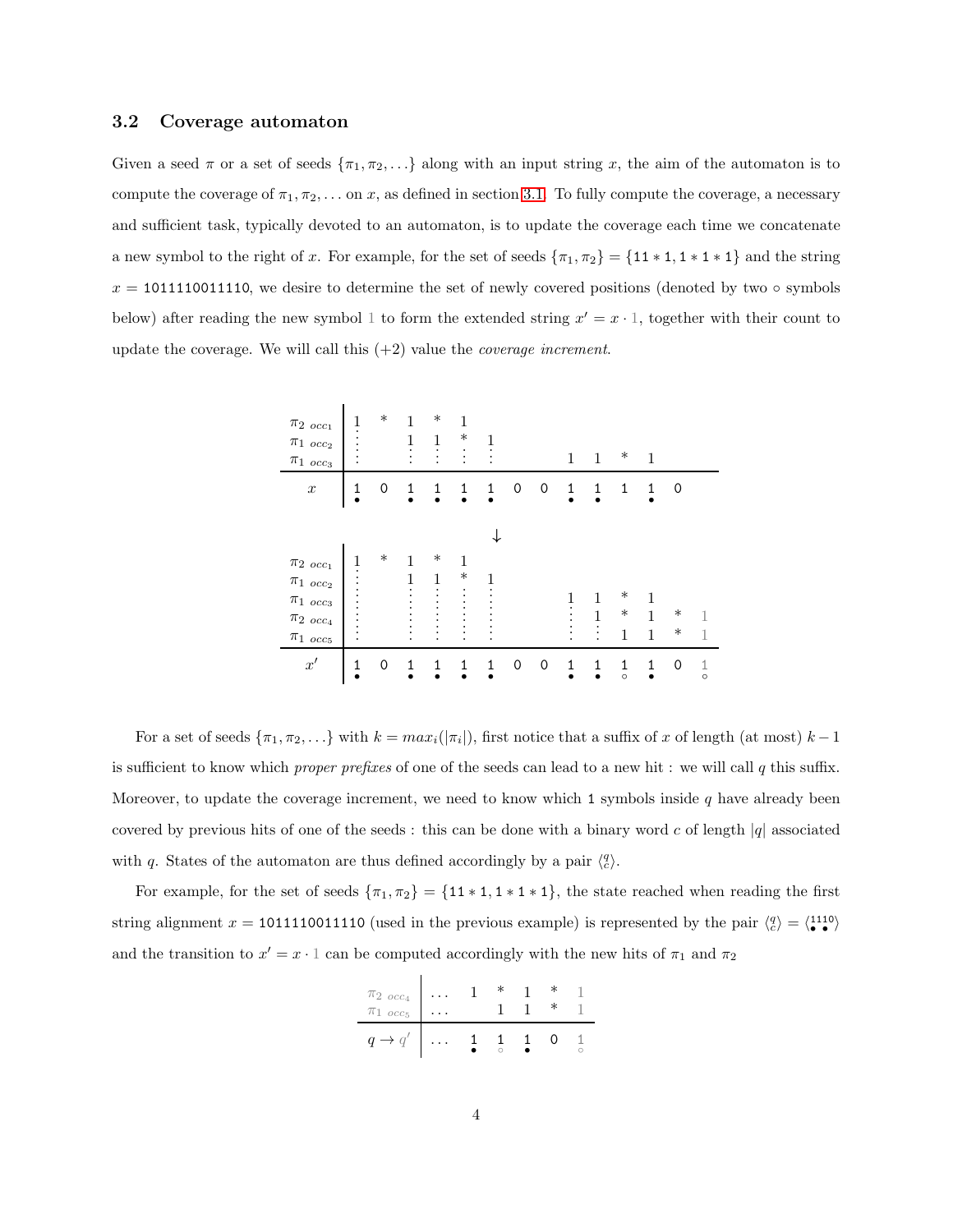### 3.2 Coverage automaton

Given a seed $\pi$ or a set of seeds $\{\pi_1, \pi_2, \ldots\}$ along with an input string $x$, the aim of the automaton is to compute the coverage of $\pi_1, \pi_2, \ldots$ on $x$, as defined in section 3.1. To fully compute the coverage, a necessary and sufficient task, typically devoted to an automaton, is to update the coverage each time we concatenate a new symbol to the right of $x$. For example, for the set of seeds $\{\pi_1, \pi_2\} = \{\mathtt{11*1}, \mathtt{1*1*1}\}$ and the string $x = \mathtt{1011110011110}$, we desire to determine the set of newly covered positions (denoted by two $\circ$ symbols below) after reading the new symbol 1 to form the extended string $x' = x \cdot 1$, together with their count to update the coverage. We will call this (+2) value the *coverage increment*.

|  | | | | | | | | | | | | | | |
|---|---|---|---|---|---|---|---|---|---|---|---|---|---|---|
| $\pi_2$ $_{occ_1}$ | 1 | * | 1 | * | 1 | | | | | | | | | |
| $\pi_1$ $_{occ_2}$ | ⋮ | | 1 | 1 | * | 1 | | | | | | | | |
| $\pi_1$ $_{occ_3}$ | ⋮ | | ⋮ | ⋮ | ⋮ | ⋮ | | | 1 | 1 | * | 1 | | |
| $x$ | 1 | 0 | 1 | 1 | 1 | 1 | 0 | 0 | 1 | 1 | 1 | 1 | 0 | |
| | • | | • | • | • | • | | | • | • | | • | | |

↓

|  | | | | | | | | | | | | | | |
|---|---|---|---|---|---|---|---|---|---|---|---|---|---|---|
| $\pi_2$ $_{occ_1}$ | 1 | * | 1 | * | 1 | | | | | | | | | |
| $\pi_1$ $_{occ_2}$ | ⋮ | | 1 | 1 | * | 1 | | | | | | | | |
| $\pi_1$ $_{occ_3}$ | ⋮ | | ⋮ | ⋮ | ⋮ | ⋮ | | | 1 | 1 | * | 1 | | |
| $\pi_2$ $_{occ_4}$ | ⋮ | | ⋮ | ⋮ | ⋮ | ⋮ | | | ⋮ | 1 | * | 1 | * | 1 |
| $\pi_1$ $_{occ_5}$ | ⋮ | | ⋮ | ⋮ | ⋮ | ⋮ | | | ⋮ | ⋮ | 1 | 1 | * | 1 |
| $x'$ | 1 | 0 | 1 | 1 | 1 | 1 | 0 | 0 | 1 | 1 | 1 | 1 | 0 | 1 |
| | • | | • | • | • | • | | | • | • | ∘ | • | | ∘ |

For a set of seeds $\{\pi_1, \pi_2, \ldots\}$ with $k = max_i(|\pi_i|)$, first notice that a suffix of $x$ of length (at most) $k-1$ is sufficient to know which *proper prefixes* of one of the seeds can lead to a new hit : we will call $q$ this suffix. Moreover, to update the coverage increment, we need to know which `1` symbols inside $q$ have already been covered by previous hits of one of the seeds : this can be done with a binary word $c$ of length $|q|$ associated with $q$. States of the automaton are thus defined accordingly by a pair $\langle {q \atop c} \rangle$.

For example, for the set of seeds $\{\pi_1, \pi_2\} = \{\mathtt{11*1}, \mathtt{1*1*1}\}$, the state reached when reading the first string alignment $x = \mathtt{1011110011110}$ (used in the previous example) is represented by the pair $\langle {q \atop c} \rangle = \langle {\mathtt{1110} \atop \bullet\ \ \bullet} \rangle$ and the transition to $x' = x \cdot 1$ can be computed accordingly with the new hits of $\pi_1$ and $\pi_2$

| | | | | | | |
|---|---|---|---|---|---|---|
| $\pi_2$ $_{occ_4}$ | ... | 1 | * | 1 | * | 1 |
| $\pi_1$ $_{occ_5}$ | ... | | 1 | 1 | * | 1 |
| $q \to q'$ | ... | 1 | 1 | 1 | 0 | 1 |
| | | • | ∘ | • | | ∘ |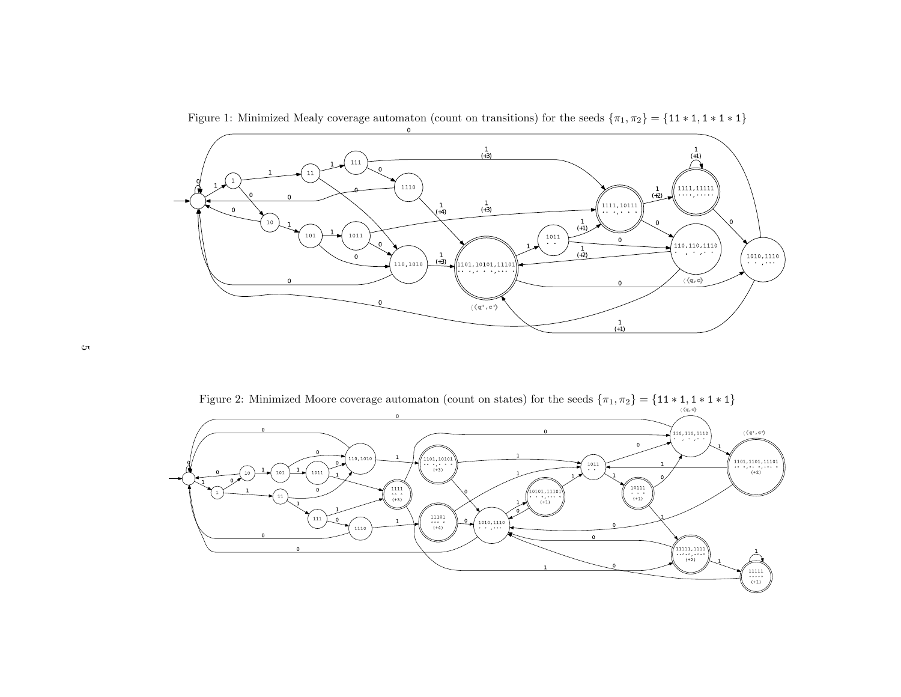Figure 1: Minimized Mealy coverage automaton (count on transitions) for the seeds $\{\pi_1, \pi_2\} = \{11*1, 1*1*1\}$

Figure 2: Minimized Moore coverage automaton (count on states) for the seeds $\{\pi_1, \pi_2\} = \{11*1, 1*1*1\}$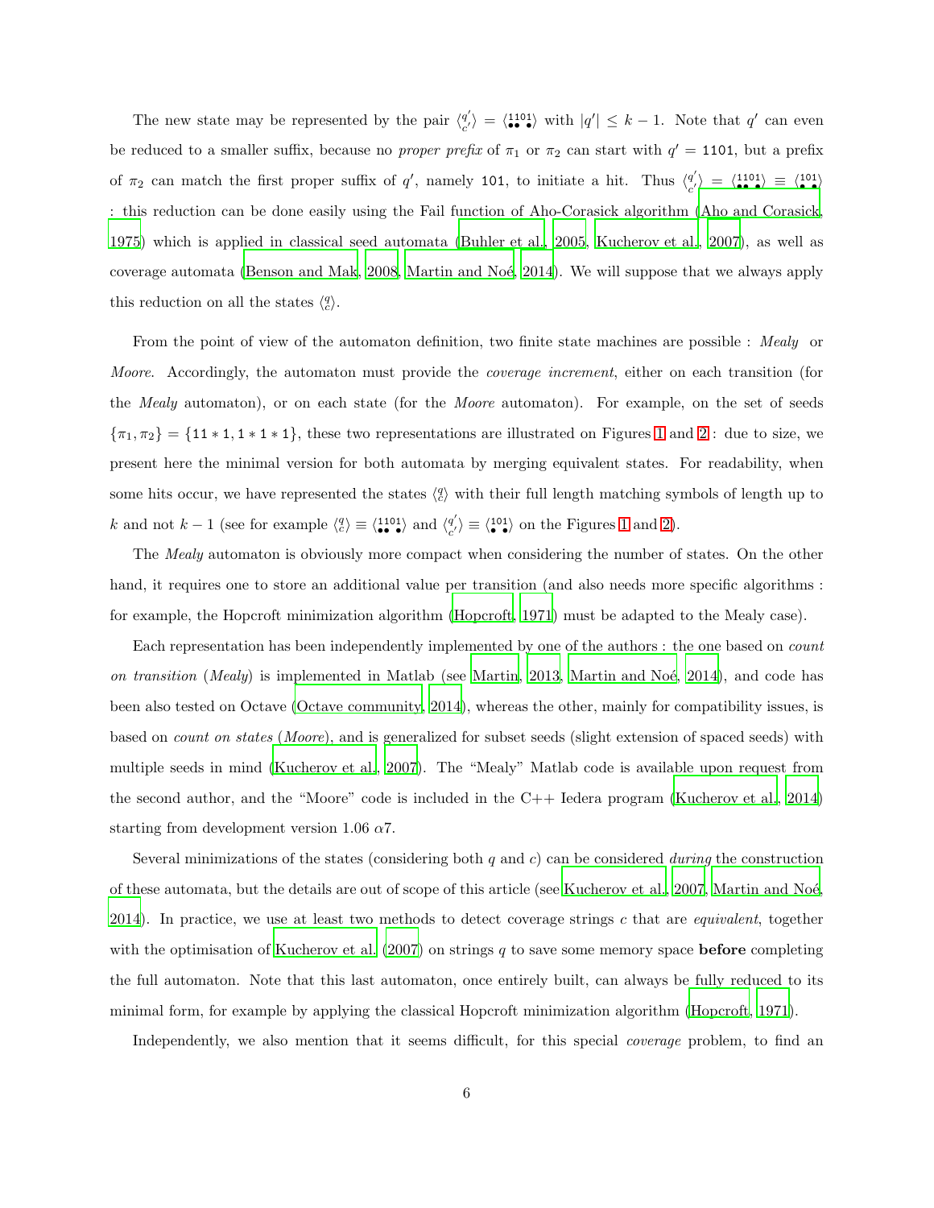The new state may be represented by the pair $\langle {q' \atop c'} \rangle = \langle {\texttt{1101} \atop \bullet\bullet\;\bullet} \rangle$ with $|q'| \leq k-1$. Note that $q'$ can even be reduced to a smaller suffix, because no *proper prefix* of $\pi_1$ or $\pi_2$ can start with $q' = \texttt{1101}$, but a prefix of $\pi_2$ can match the first proper suffix of $q'$, namely `101`, to initiate a hit. Thus $\langle {q' \atop c'} \rangle = \langle {\texttt{1101} \atop \bullet\bullet\;\bullet} \rangle \equiv \langle {\texttt{101} \atop \bullet\;\bullet} \rangle$ : this reduction can be done easily using the Fail function of Aho-Corasick algorithm (Aho and Corasick, 1975) which is applied in classical seed automata (Buhler et al., 2005, Kucherov et al., 2007), as well as coverage automata (Benson and Mak, 2008, Martin and Noé, 2014). We will suppose that we always apply this reduction on all the states $\langle {q \atop c} \rangle$.

From the point of view of the automaton definition, two finite state machines are possible : *Mealy* or *Moore*. Accordingly, the automaton must provide the *coverage increment*, either on each transition (for the *Mealy* automaton), or on each state (for the *Moore* automaton). For example, on the set of seeds $\{\pi_1, \pi_2\} = \{\texttt{11*1}, \texttt{1*1*1}\}$, these two representations are illustrated on Figures 1 and 2 : due to size, we present here the minimal version for both automata by merging equivalent states. For readability, when some hits occur, we have represented the states $\langle {q \atop c} \rangle$ with their full length matching symbols of length up to $k$ and not $k-1$ (see for example $\langle {q \atop c} \rangle \equiv \langle {\texttt{1101} \atop \bullet\bullet\;\bullet} \rangle$ and $\langle {q' \atop c'} \rangle \equiv \langle {\texttt{101} \atop \bullet\;\bullet} \rangle$ on the Figures 1 and 2).

The *Mealy* automaton is obviously more compact when considering the number of states. On the other hand, it requires one to store an additional value per transition (and also needs more specific algorithms : for example, the Hopcroft minimization algorithm (Hopcroft, 1971) must be adapted to the Mealy case).

Each representation has been independently implemented by one of the authors : the one based on *count on transition* (*Mealy*) is implemented in Matlab (see Martin, 2013, Martin and Noé, 2014), and code has been also tested on Octave (Octave community, 2014), whereas the other, mainly for compatibility issues, is based on *count on states* (*Moore*), and is generalized for subset seeds (slight extension of spaced seeds) with multiple seeds in mind (Kucherov et al., 2007). The "Mealy" Matlab code is available upon request from the second author, and the "Moore" code is included in the C++ Iedera program (Kucherov et al., 2014) starting from development version 1.06 $\alpha$7.

Several minimizations of the states (considering both $q$ and $c$) can be considered *during* the construction of these automata, but the details are out of scope of this article (see Kucherov et al., 2007, Martin and Noé, 2014). In practice, we use at least two methods to detect coverage strings $c$ that are *equivalent*, together with the optimisation of Kucherov et al. (2007) on strings $q$ to save some memory space **before** completing the full automaton. Note that this last automaton, once entirely built, can always be fully reduced to its minimal form, for example by applying the classical Hopcroft minimization algorithm (Hopcroft, 1971).

Independently, we also mention that it seems difficult, for this special *coverage* problem, to find an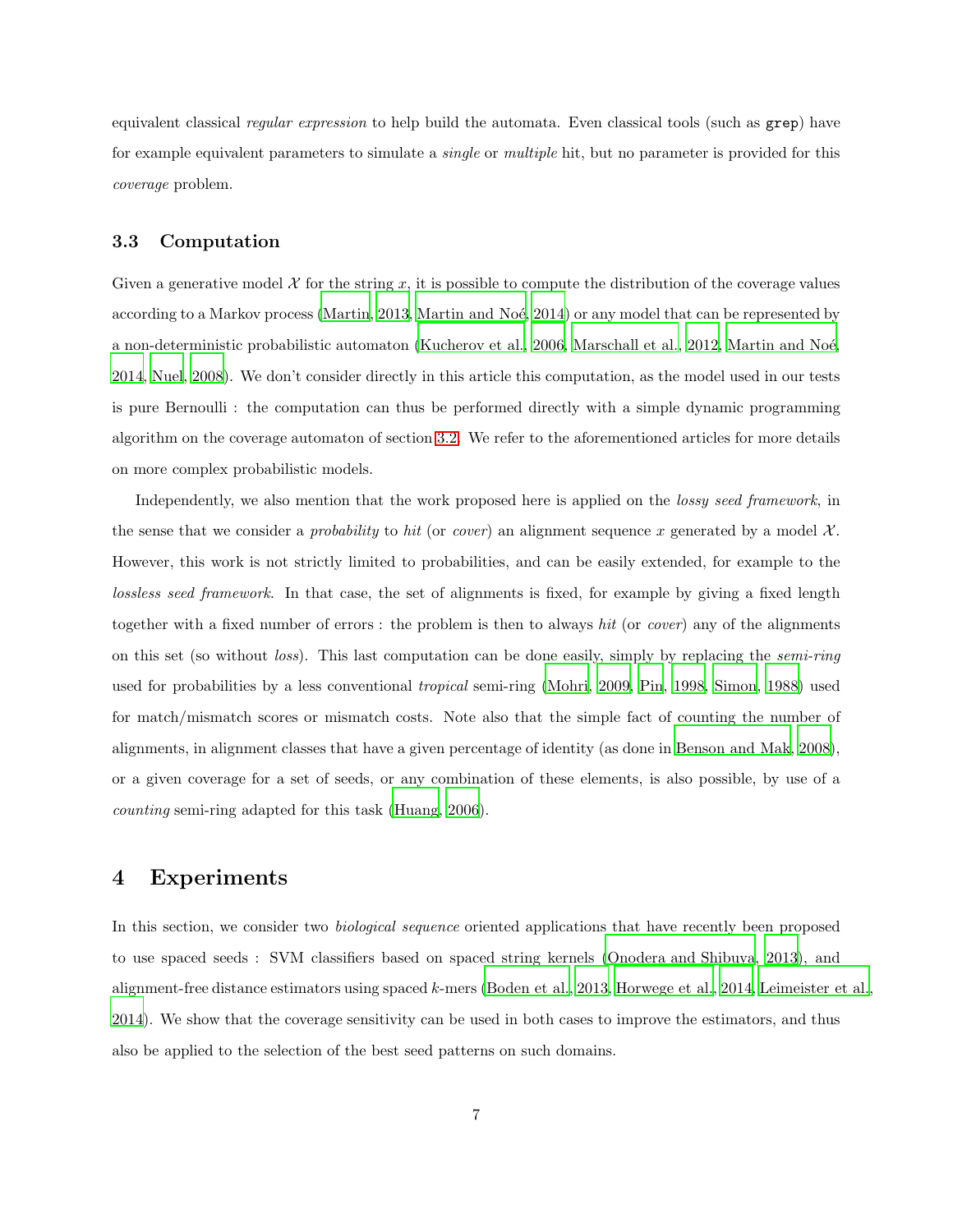equivalent classical *regular expression* to help build the automata. Even classical tools (such as `grep`) have for example equivalent parameters to simulate a *single* or *multiple* hit, but no parameter is provided for this *coverage* problem.

### 3.3 Computation

Given a generative model $\mathcal{X}$ for the string $x$, it is possible to compute the distribution of the coverage values according to a Markov process (Martin, 2013, Martin and Noé, 2014) or any model that can be represented by a non-deterministic probabilistic automaton (Kucherov et al., 2006, Marschall et al., 2012, Martin and Noé, 2014, Nuel, 2008). We don't consider directly in this article this computation, as the model used in our tests is pure Bernoulli : the computation can thus be performed directly with a simple dynamic programming algorithm on the coverage automaton of section 3.2. We refer to the aforementioned articles for more details on more complex probabilistic models.

Independently, we also mention that the work proposed here is applied on the *lossy seed framework*, in the sense that we consider a *probability* to *hit* (or *cover*) an alignment sequence $x$ generated by a model $\mathcal{X}$. However, this work is not strictly limited to probabilities, and can be easily extended, for example to the *lossless seed framework*. In that case, the set of alignments is fixed, for example by giving a fixed length together with a fixed number of errors : the problem is then to always *hit* (or *cover*) any of the alignments on this set (so without *loss*). This last computation can be done easily, simply by replacing the *semi-ring* used for probabilities by a less conventional *tropical* semi-ring (Mohri, 2009, Pin, 1998, Simon, 1988) used for match/mismatch scores or mismatch costs. Note also that the simple fact of counting the number of alignments, in alignment classes that have a given percentage of identity (as done in Benson and Mak, 2008), or a given coverage for a set of seeds, or any combination of these elements, is also possible, by use of a *counting* semi-ring adapted for this task (Huang, 2006).

## 4 Experiments

In this section, we consider two *biological sequence* oriented applications that have recently been proposed to use spaced seeds : SVM classifiers based on spaced string kernels (Onodera and Shibuya, 2013), and alignment-free distance estimators using spaced $k$-mers (Boden et al., 2013, Horwege et al., 2014, Leimeister et al., 2014). We show that the coverage sensitivity can be used in both cases to improve the estimators, and thus also be applied to the selection of the best seed patterns on such domains.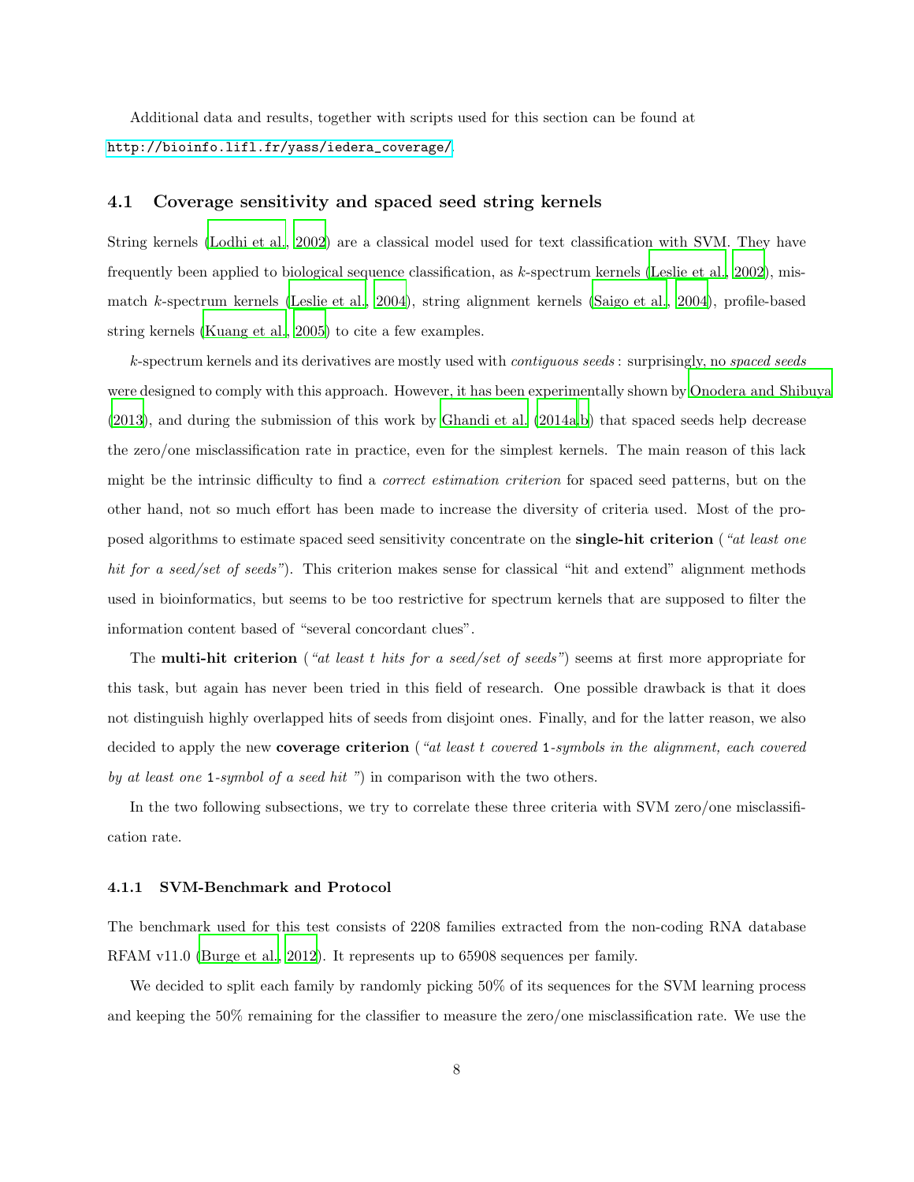Additional data and results, together with scripts used for this section can be found at http://bioinfo.lifl.fr/yass/iedera_coverage/.

### 4.1 Coverage sensitivity and spaced seed string kernels

String kernels (Lodhi et al., 2002) are a classical model used for text classification with SVM. They have frequently been applied to biological sequence classification, as $k$-spectrum kernels (Leslie et al., 2002), mismatch $k$-spectrum kernels (Leslie et al., 2004), string alignment kernels (Saigo et al., 2004), profile-based string kernels (Kuang et al., 2005) to cite a few examples.

$k$-spectrum kernels and its derivatives are mostly used with *contiguous seeds* : surprisingly, no *spaced seeds* were designed to comply with this approach. However, it has been experimentally shown by Onodera and Shibuya (2013), and during the submission of this work by Ghandi et al. (2014a,b) that spaced seeds help decrease the zero/one misclassification rate in practice, even for the simplest kernels. The main reason of this lack might be the intrinsic difficulty to find a *correct estimation criterion* for spaced seed patterns, but on the other hand, not so much effort has been made to increase the diversity of criteria used. Most of the proposed algorithms to estimate spaced seed sensitivity concentrate on the **single-hit criterion** (*"at least one hit for a seed/set of seeds"*). This criterion makes sense for classical "hit and extend" alignment methods used in bioinformatics, but seems to be too restrictive for spectrum kernels that are supposed to filter the information content based of "several concordant clues".

The **multi-hit criterion** (*"at least $t$ hits for a seed/set of seeds"*) seems at first more appropriate for this task, but again has never been tried in this field of research. One possible drawback is that it does not distinguish highly overlapped hits of seeds from disjoint ones. Finally, and for the latter reason, we also decided to apply the new **coverage criterion** (*"at least $t$ covered* `1`*-symbols in the alignment, each covered by at least one* `1`*-symbol of a seed hit "*) in comparison with the two others.

In the two following subsections, we try to correlate these three criteria with SVM zero/one misclassification rate.

#### 4.1.1 SVM-Benchmark and Protocol

The benchmark used for this test consists of 2208 families extracted from the non-coding RNA database RFAM v11.0 (Burge et al., 2012). It represents up to 65908 sequences per family.

We decided to split each family by randomly picking 50% of its sequences for the SVM learning process and keeping the 50% remaining for the classifier to measure the zero/one misclassification rate. We use the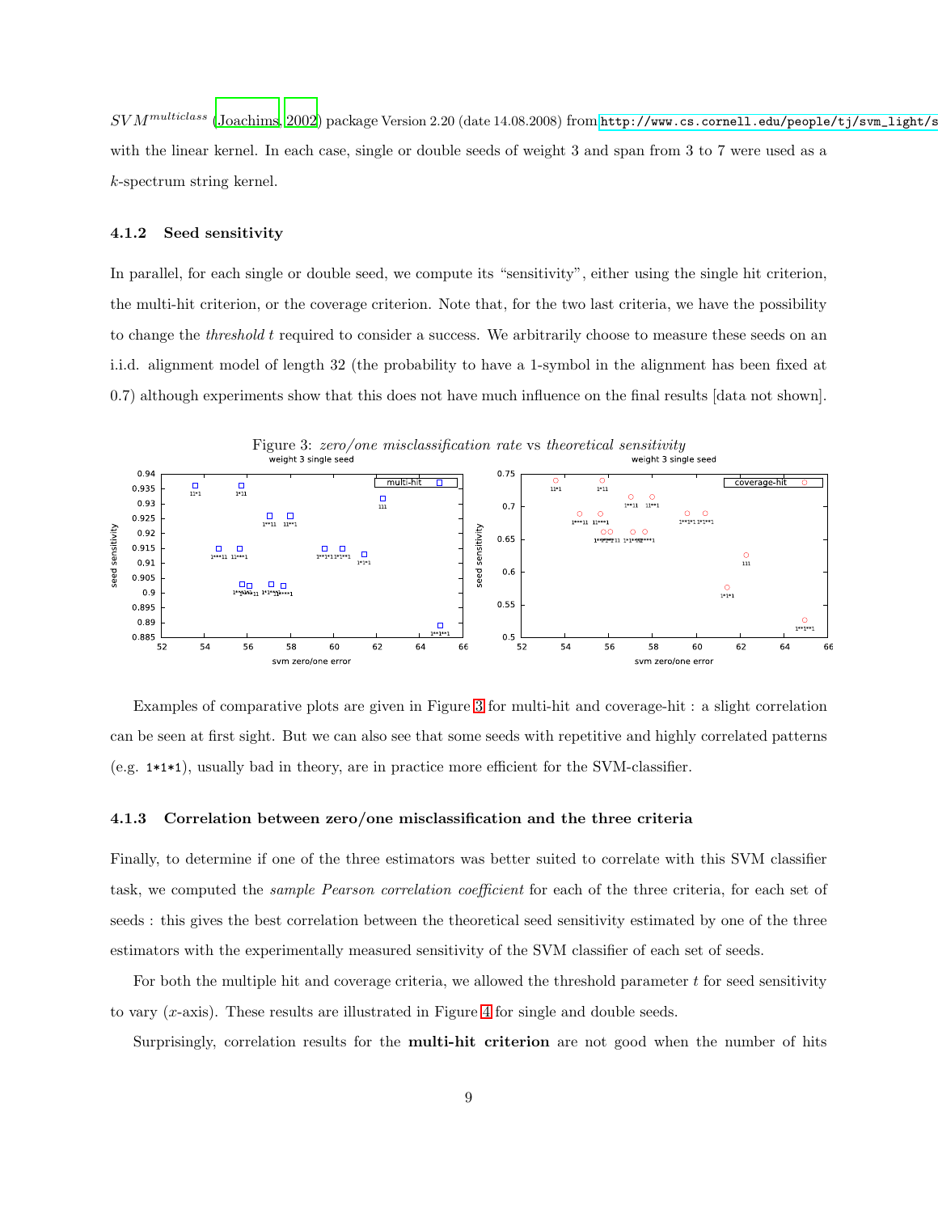$SVM^{multiclass}$ (Joachims, 2002) package Version 2.20 (date 14.08.2008) from http://www.cs.cornell.edu/people/tj/svm_light/s with the linear kernel. In each case, single or double seeds of weight 3 and span from 3 to 7 were used as a $k$-spectrum string kernel.

#### 4.1.2 Seed sensitivity

In parallel, for each single or double seed, we compute its "sensitivity", either using the single hit criterion, the multi-hit criterion, or the coverage criterion. Note that, for the two last criteria, we have the possibility to change the *threshold* $t$ required to consider a success. We arbitrarily choose to measure these seeds on an i.i.d. alignment model of length 32 (the probability to have a 1-symbol in the alignment has been fixed at 0.7) although experiments show that this does not have much influence on the final results [data not shown].

Figure 3: *zero/one misclassification rate* vs *theoretical sensitivity*

Examples of comparative plots are given in Figure 3 for multi-hit and coverage-hit : a slight correlation can be seen at first sight. But we can also see that some seeds with repetitive and highly correlated patterns (e.g. `1*1*1`), usually bad in theory, are in practice more efficient for the SVM-classifier.

#### 4.1.3 Correlation between zero/one misclassification and the three criteria

Finally, to determine if one of the three estimators was better suited to correlate with this SVM classifier task, we computed the *sample Pearson correlation coefficient* for each of the three criteria, for each set of seeds : this gives the best correlation between the theoretical seed sensitivity estimated by one of the three estimators with the experimentally measured sensitivity of the SVM classifier of each set of seeds.

For both the multiple hit and coverage criteria, we allowed the threshold parameter $t$ for seed sensitivity to vary ($x$-axis). These results are illustrated in Figure 4 for single and double seeds.

Surprisingly, correlation results for the **multi-hit criterion** are not good when the number of hits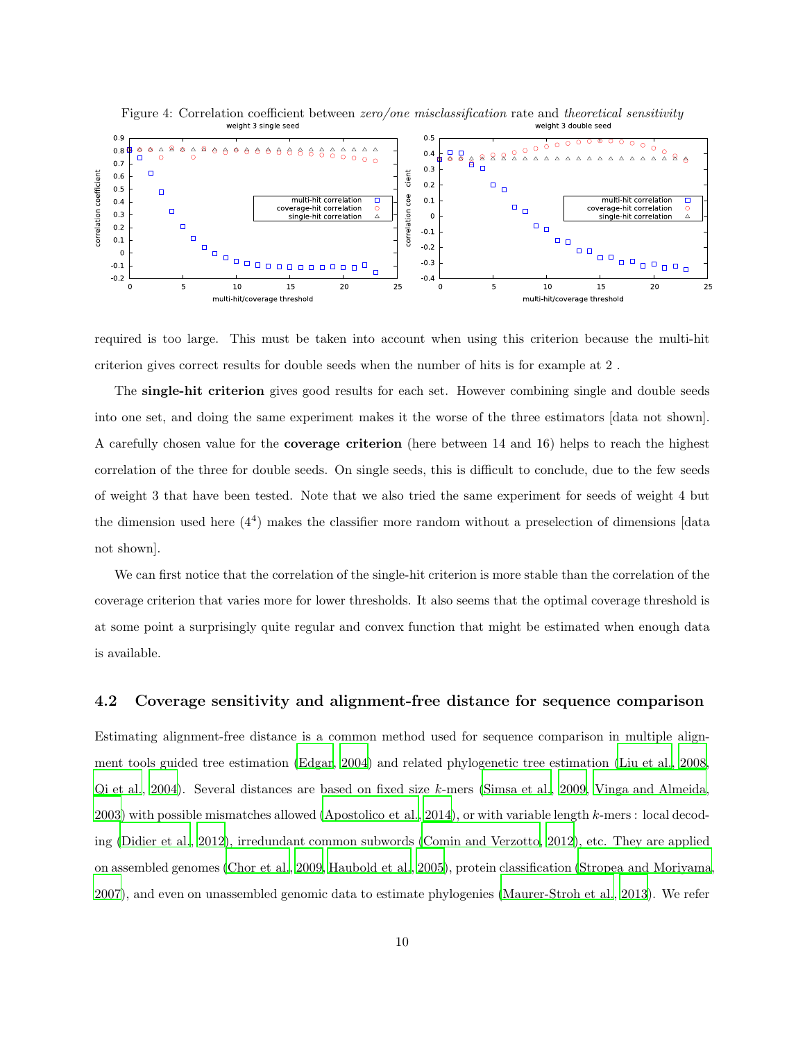Figure 4: Correlation coefficient between *zero/one misclassification* rate and *theoretical sensitivity*

required is too large. This must be taken into account when using this criterion because the multi-hit criterion gives correct results for double seeds when the number of hits is for example at 2 .

The **single-hit criterion** gives good results for each set. However combining single and double seeds into one set, and doing the same experiment makes it the worse of the three estimators [data not shown]. A carefully chosen value for the **coverage criterion** (here between 14 and 16) helps to reach the highest correlation of the three for double seeds. On single seeds, this is difficult to conclude, due to the few seeds of weight 3 that have been tested. Note that we also tried the same experiment for seeds of weight 4 but the dimension used here ($4^4$) makes the classifier more random without a preselection of dimensions [data not shown].

We can first notice that the correlation of the single-hit criterion is more stable than the correlation of the coverage criterion that varies more for lower thresholds. It also seems that the optimal coverage threshold is at some point a surprisingly quite regular and convex function that might be estimated when enough data is available.

## 4.2 Coverage sensitivity and alignment-free distance for sequence comparison

Estimating alignment-free distance is a common method used for sequence comparison in multiple alignment tools guided tree estimation (Edgar, 2004) and related phylogenetic tree estimation (Liu et al., 2008, Qi et al., 2004). Several distances are based on fixed size $k$-mers (Simsa et al., 2009, Vinga and Almeida, 2003) with possible mismatches allowed (Apostolico et al., 2014), or with variable length $k$-mers : local decoding (Didier et al., 2012), irredundant common subwords (Comin and Verzotto, 2012), etc. They are applied on assembled genomes (Chor et al., 2009, Haubold et al., 2005), protein classification (Stropea and Moriyama, 2007), and even on unassembled genomic data to estimate phylogenies (Maurer-Stroh et al., 2013). We refer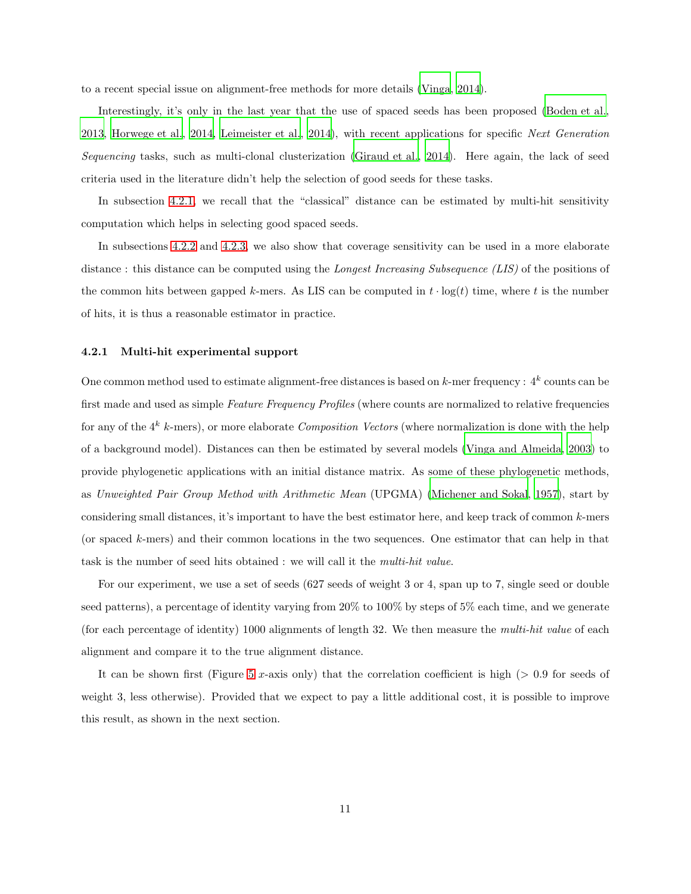to a recent special issue on alignment-free methods for more details (Vinga, 2014).

Interestingly, it's only in the last year that the use of spaced seeds has been proposed (Boden et al., 2013, Horwege et al., 2014, Leimeister et al., 2014), with recent applications for specific *Next Generation Sequencing* tasks, such as multi-clonal clusterization (Giraud et al., 2014). Here again, the lack of seed criteria used in the literature didn't help the selection of good seeds for these tasks.

In subsection 4.2.1, we recall that the "classical" distance can be estimated by multi-hit sensitivity computation which helps in selecting good spaced seeds.

In subsections 4.2.2 and 4.2.3, we also show that coverage sensitivity can be used in a more elaborate distance : this distance can be computed using the *Longest Increasing Subsequence (LIS)* of the positions of the common hits between gapped $k$-mers. As LIS can be computed in $t \cdot \log(t)$ time, where $t$ is the number of hits, it is thus a reasonable estimator in practice.

#### 4.2.1 Multi-hit experimental support

One common method used to estimate alignment-free distances is based on $k$-mer frequency : $4^k$ counts can be first made and used as simple *Feature Frequency Profiles* (where counts are normalized to relative frequencies for any of the $4^k$ $k$-mers), or more elaborate *Composition Vectors* (where normalization is done with the help of a background model). Distances can then be estimated by several models (Vinga and Almeida, 2003) to provide phylogenetic applications with an initial distance matrix. As some of these phylogenetic methods, as *Unweighted Pair Group Method with Arithmetic Mean* (UPGMA) (Michener and Sokal, 1957), start by considering small distances, it's important to have the best estimator here, and keep track of common $k$-mers (or spaced $k$-mers) and their common locations in the two sequences. One estimator that can help in that task is the number of seed hits obtained : we will call it the *multi-hit value*.

For our experiment, we use a set of seeds (627 seeds of weight 3 or 4, span up to 7, single seed or double seed patterns), a percentage of identity varying from 20% to 100% by steps of 5% each time, and we generate (for each percentage of identity) 1000 alignments of length 32. We then measure the *multi-hit value* of each alignment and compare it to the true alignment distance.

It can be shown first (Figure 5 $x$-axis only) that the correlation coefficient is high ($> 0.9$ for seeds of weight 3, less otherwise). Provided that we expect to pay a little additional cost, it is possible to improve this result, as shown in the next section.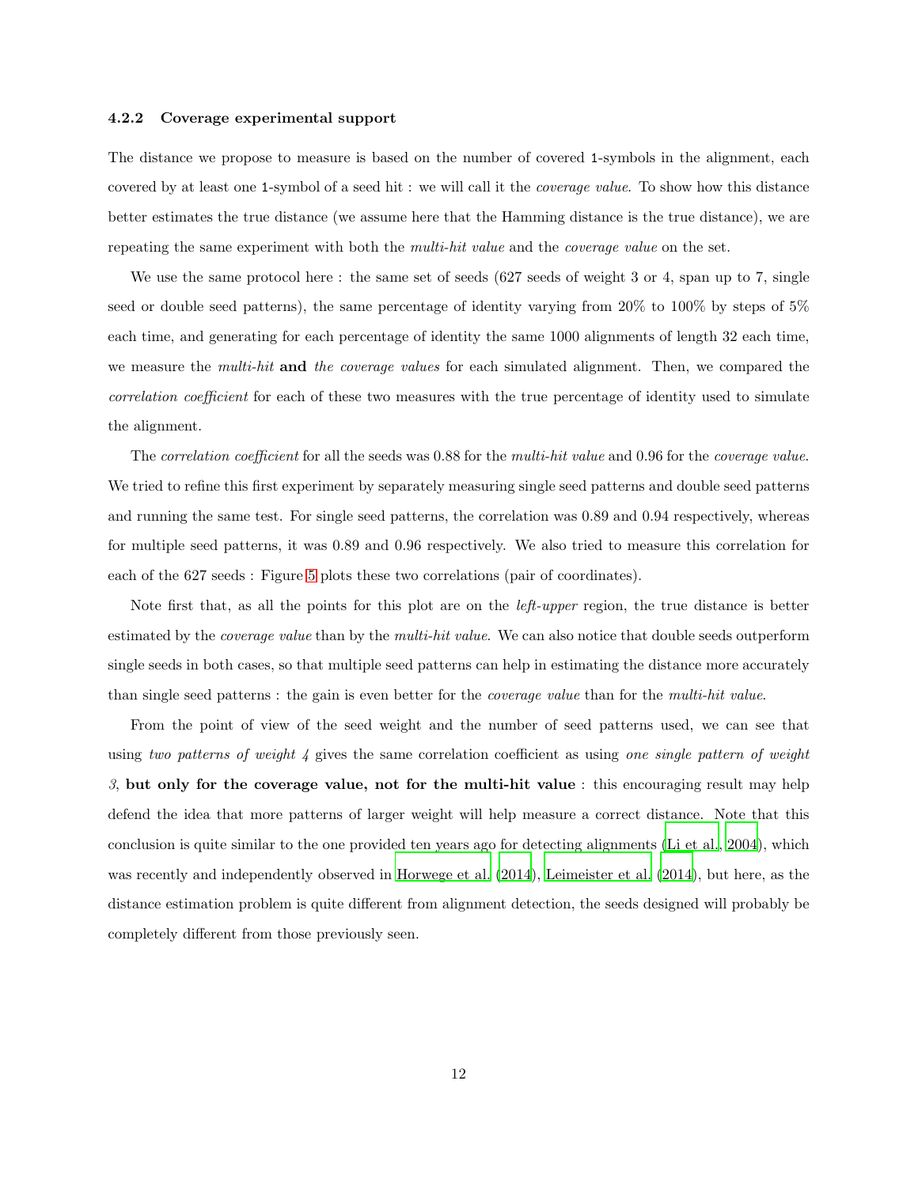#### 4.2.2 Coverage experimental support

The distance we propose to measure is based on the number of covered `1`-symbols in the alignment, each covered by at least one `1`-symbol of a seed hit : we will call it the *coverage value*. To show how this distance better estimates the true distance (we assume here that the Hamming distance is the true distance), we are repeating the same experiment with both the *multi-hit value* and the *coverage value* on the set.

We use the same protocol here : the same set of seeds (627 seeds of weight 3 or 4, span up to 7, single seed or double seed patterns), the same percentage of identity varying from 20% to 100% by steps of 5% each time, and generating for each percentage of identity the same 1000 alignments of length 32 each time, we measure the *multi-hit* **and** *the coverage values* for each simulated alignment. Then, we compared the *correlation coefficient* for each of these two measures with the true percentage of identity used to simulate the alignment.

The *correlation coefficient* for all the seeds was 0.88 for the *multi-hit value* and 0.96 for the *coverage value*. We tried to refine this first experiment by separately measuring single seed patterns and double seed patterns and running the same test. For single seed patterns, the correlation was 0.89 and 0.94 respectively, whereas for multiple seed patterns, it was 0.89 and 0.96 respectively. We also tried to measure this correlation for each of the 627 seeds : Figure 5 plots these two correlations (pair of coordinates).

Note first that, as all the points for this plot are on the *left-upper* region, the true distance is better estimated by the *coverage value* than by the *multi-hit value*. We can also notice that double seeds outperform single seeds in both cases, so that multiple seed patterns can help in estimating the distance more accurately than single seed patterns : the gain is even better for the *coverage value* than for the *multi-hit value*.

From the point of view of the seed weight and the number of seed patterns used, we can see that using *two patterns of weight 4* gives the same correlation coefficient as using *one single pattern of weight 3*, **but only for the coverage value, not for the multi-hit value** : this encouraging result may help defend the idea that more patterns of larger weight will help measure a correct distance. Note that this conclusion is quite similar to the one provided ten years ago for detecting alignments (Li et al., 2004), which was recently and independently observed in Horwege et al. (2014), Leimeister et al. (2014), but here, as the distance estimation problem is quite different from alignment detection, the seeds designed will probably be completely different from those previously seen.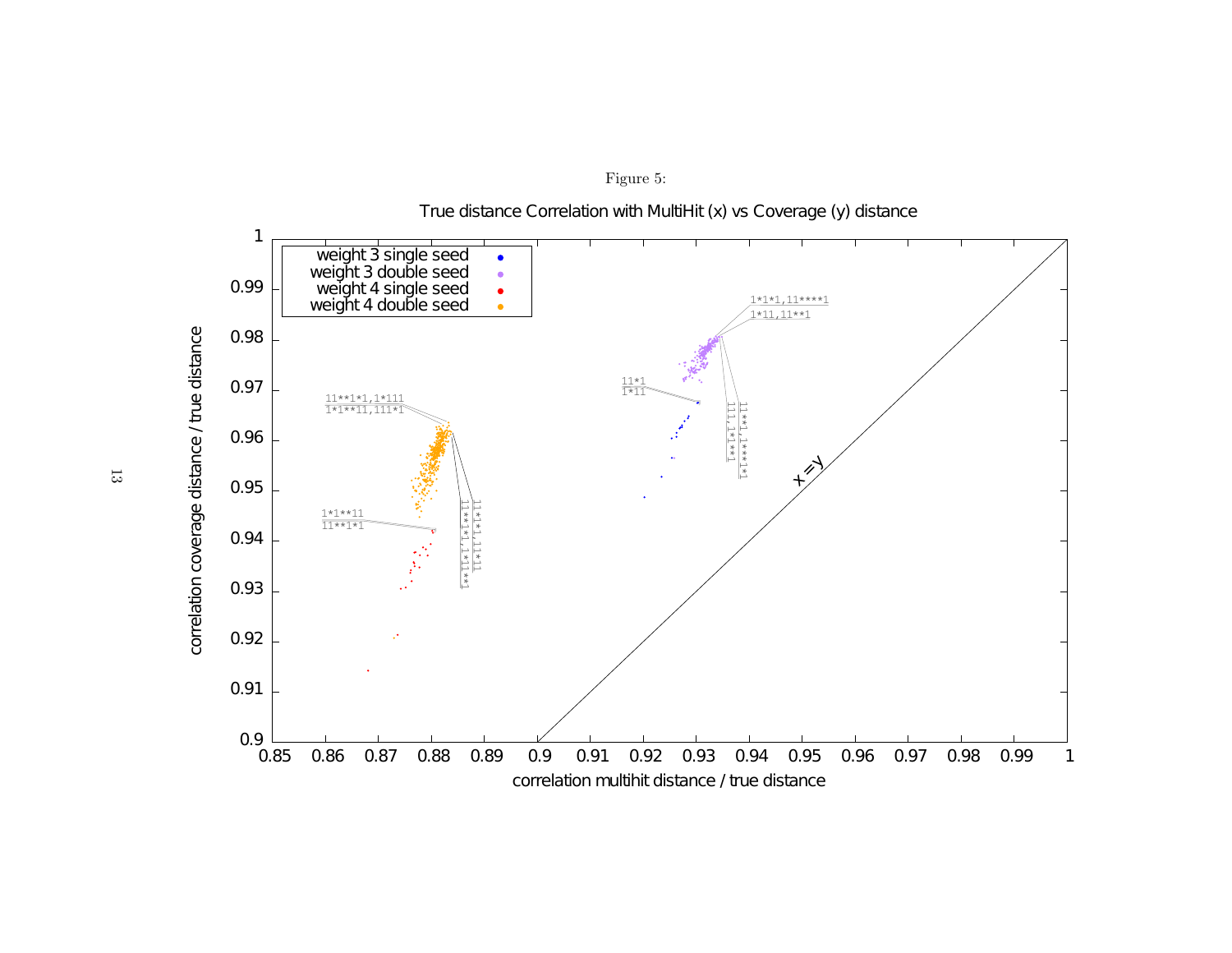Figure 5:

True distance Correlation with MultiHit (x) vs Coverage (y) distance

weight 3 single seed
weight 3 double seed
weight 4 single seed
weight 4 double seed

1*1*1,11****1
1*11,11**1
11*1
1*11
111,1*1**1
11**1,1***1*1
11**1*1,1*111
1*1**11,111*1
1*1**11
11**1*1
11*1*1,11*11
11**1*1,1*11*1

x=y

correlation coverage distance / true distance

correlation multihit distance / true distance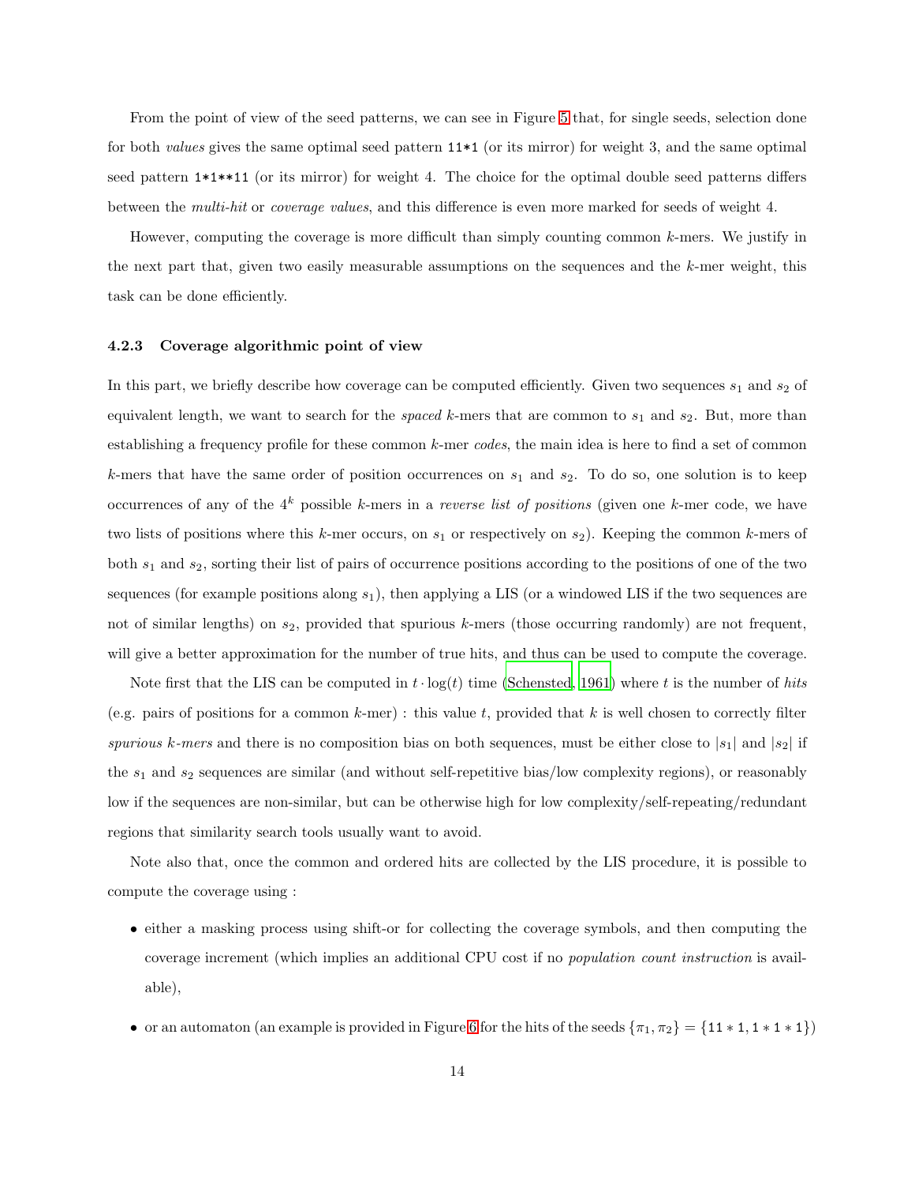From the point of view of the seed patterns, we can see in Figure 5 that, for single seeds, selection done for both *values* gives the same optimal seed pattern `11*1` (or its mirror) for weight 3, and the same optimal seed pattern `1*1**11` (or its mirror) for weight 4. The choice for the optimal double seed patterns differs between the *multi-hit* or *coverage values*, and this difference is even more marked for seeds of weight 4.

However, computing the coverage is more difficult than simply counting common $k$-mers. We justify in the next part that, given two easily measurable assumptions on the sequences and the $k$-mer weight, this task can be done efficiently.

### 4.2.3 Coverage algorithmic point of view

In this part, we briefly describe how coverage can be computed efficiently. Given two sequences $s_1$ and $s_2$ of equivalent length, we want to search for the *spaced* $k$-mers that are common to $s_1$ and $s_2$. But, more than establishing a frequency profile for these common $k$-mer *codes*, the main idea is here to find a set of common $k$-mers that have the same order of position occurrences on $s_1$ and $s_2$. To do so, one solution is to keep occurrences of any of the $4^k$ possible $k$-mers in a *reverse list of positions* (given one $k$-mer code, we have two lists of positions where this $k$-mer occurs, on $s_1$ or respectively on $s_2$). Keeping the common $k$-mers of both $s_1$ and $s_2$, sorting their list of pairs of occurrence positions according to the positions of one of the two sequences (for example positions along $s_1$), then applying a LIS (or a windowed LIS if the two sequences are not of similar lengths) on $s_2$, provided that spurious $k$-mers (those occurring randomly) are not frequent, will give a better approximation for the number of true hits, and thus can be used to compute the coverage.

Note first that the LIS can be computed in $t \cdot \log(t)$ time (Schensted, 1961) where $t$ is the number of *hits* (e.g. pairs of positions for a common $k$-mer) : this value $t$, provided that $k$ is well chosen to correctly filter *spurious k-mers* and there is no composition bias on both sequences, must be either close to $|s_1|$ and $|s_2|$ if the $s_1$ and $s_2$ sequences are similar (and without self-repetitive bias/low complexity regions), or reasonably low if the sequences are non-similar, but can be otherwise high for low complexity/self-repeating/redundant regions that similarity search tools usually want to avoid.

Note also that, once the common and ordered hits are collected by the LIS procedure, it is possible to compute the coverage using :

- either a masking process using shift-or for collecting the coverage symbols, and then computing the coverage increment (which implies an additional CPU cost if no *population count instruction* is available),
- or an automaton (an example is provided in Figure 6 for the hits of the seeds $\{\pi_1, \pi_2\} = \{\mathtt{11*1}, \mathtt{1*1*1}\}$)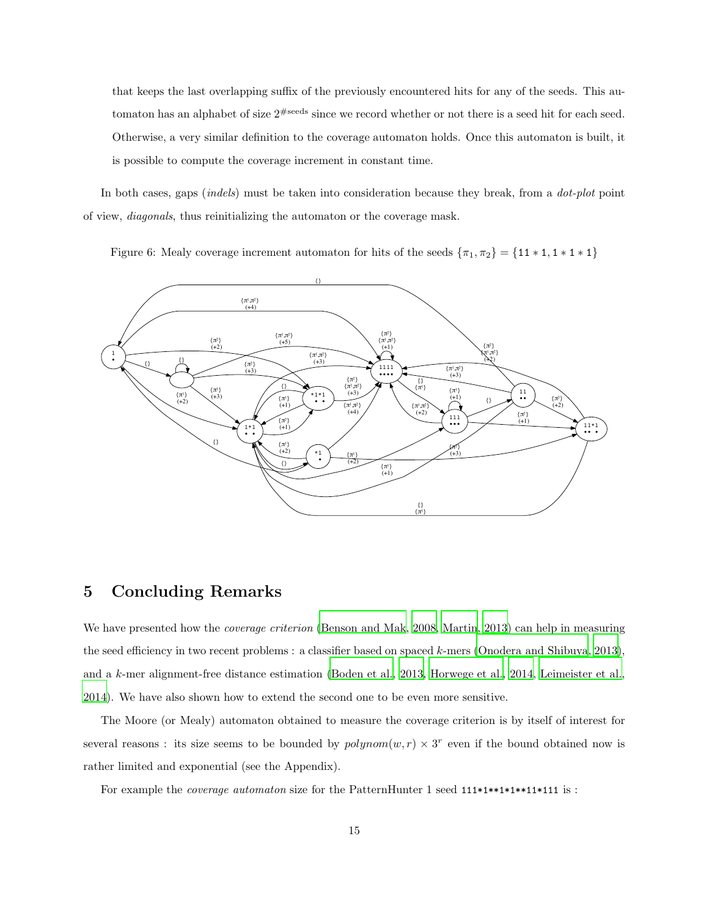that keeps the last overlapping suffix of the previously encountered hits for any of the seeds. This automaton has an alphabet of size $2^{\#\text{seeds}}$ since we record whether or not there is a seed hit for each seed. Otherwise, a very similar definition to the coverage automaton holds. Once this automaton is built, it is possible to compute the coverage increment in constant time.

In both cases, gaps (*indels*) must be taken into consideration because they break, from a *dot-plot* point of view, *diagonals*, thus reinitializing the automaton or the coverage mask.

Figure 6: Mealy coverage increment automaton for hits of the seeds $\{\pi_1, \pi_2\} = \{$`11*1`$,$ `1*1*1`$\}$

## 5 Concluding Remarks

We have presented how the *coverage criterion* (Benson and Mak, 2008, Martin, 2013) can help in measuring the seed efficiency in two recent problems : a classifier based on spaced $k$-mers (Onodera and Shibuya, 2013), and a $k$-mer alignment-free distance estimation (Boden et al., 2013, Horwege et al., 2014, Leimeister et al., 2014). We have also shown how to extend the second one to be even more sensitive.

The Moore (or Mealy) automaton obtained to measure the coverage criterion is by itself of interest for several reasons : its size seems to be bounded by $polynom(w,r) \times 3^r$ even if the bound obtained now is rather limited and exponential (see the Appendix).

For example the *coverage automaton* size for the PatternHunter 1 seed `111*1**1*1**11*111` is :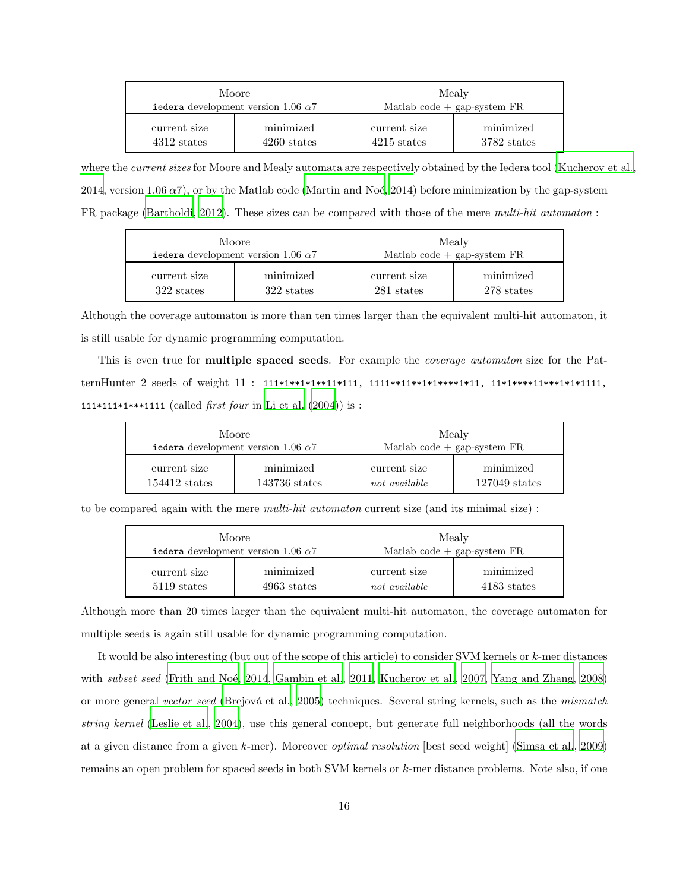| Moore `iedera` development version 1.06 $\alpha$7 | | Mealy Matlab code + gap-system FR | |
|---|---|---|---|
| current size 4312 states | minimized 4260 states | current size 4215 states | minimized 3782 states |

where the *current sizes* for Moore and Mealy automata are respectively obtained by the Iedera tool (Kucherov et al., 2014, version 1.06 $\alpha$7), or by the Matlab code (Martin and Noé, 2014) before minimization by the gap-system FR package (Bartholdi, 2012). These sizes can be compared with those of the mere *multi-hit automaton* :

| Moore `iedera` development version 1.06 $\alpha$7 | | Mealy Matlab code + gap-system FR | |
|---|---|---|---|
| current size 322 states | minimized 322 states | current size 281 states | minimized 278 states |

Although the coverage automaton is more than ten times larger than the equivalent multi-hit automaton, it is still usable for dynamic programming computation.

This is even true for **multiple spaced seeds**. For example the *coverage automaton* size for the PatternHunter 2 seeds of weight 11 : `111*1**1*1**11*111, 1111**11**1*1****1*11, 11*1****11***1*1*1111, 111*111*1*1***1111` (called *first four* in Li et al. (2004)) is :

| Moore `iedera` development version 1.06 $\alpha$7 | | Mealy Matlab code + gap-system FR | |
|---|---|---|---|
| current size 154412 states | minimized 143736 states | current size *not available* | minimized 127049 states |

to be compared again with the mere *multi-hit automaton* current size (and its minimal size) :

| Moore `iedera` development version 1.06 $\alpha$7 | | Mealy Matlab code + gap-system FR | |
|---|---|---|---|
| current size 5119 states | minimized 4963 states | current size *not available* | minimized 4183 states |

Although more than 20 times larger than the equivalent multi-hit automaton, the coverage automaton for multiple seeds is again still usable for dynamic programming computation.

It would be also interesting (but out of the scope of this article) to consider SVM kernels or $k$-mer distances with *subset seed* (Frith and Noé, 2014, Gambin et al., 2011, Kucherov et al., 2007, Yang and Zhang, 2008) or more general *vector seed* (Brejová et al., 2005) techniques. Several string kernels, such as the *mismatch string kernel* (Leslie et al., 2004), use this general concept, but generate full neighborhoods (all the words at a given distance from a given $k$-mer). Moreover *optimal resolution* [best seed weight] (Simsa et al., 2009) remains an open problem for spaced seeds in both SVM kernels or $k$-mer distance problems. Note also, if one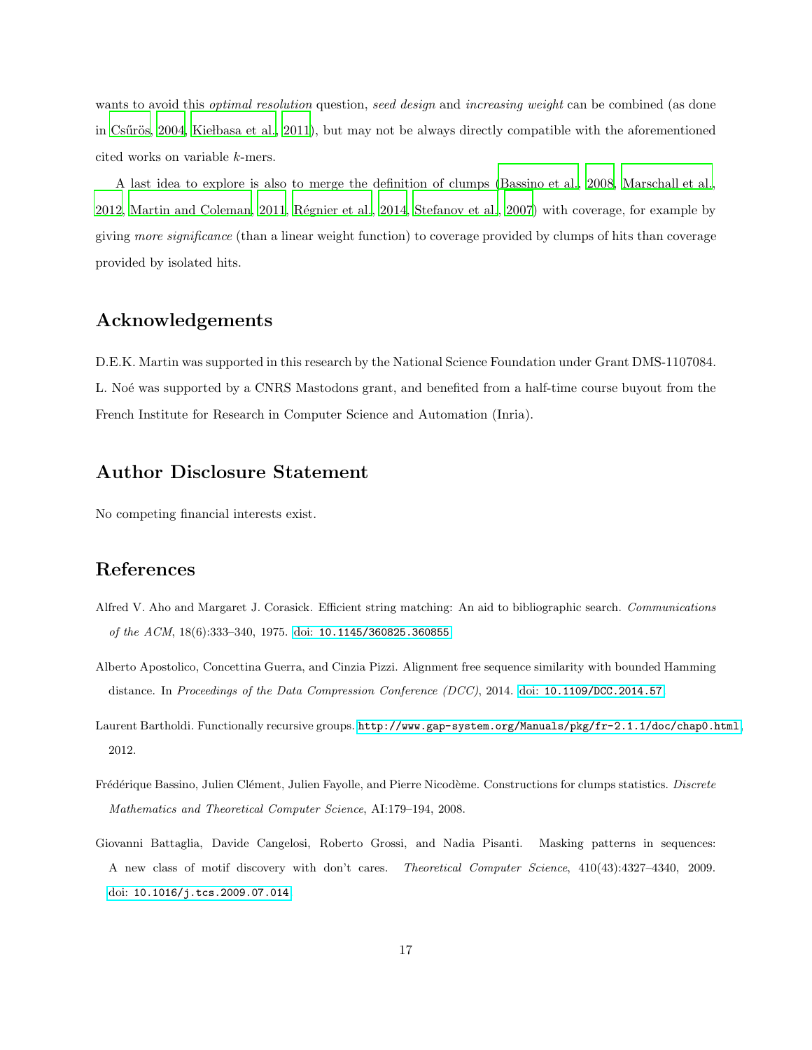wants to avoid this *optimal resolution* question, *seed design* and *increasing weight* can be combined (as done in Csűrös, 2004, Kiełbasa et al., 2011), but may not be always directly compatible with the aforementioned cited works on variable $k$-mers.

A last idea to explore is also to merge the definition of clumps (Bassino et al., 2008, Marschall et al., 2012, Martin and Coleman, 2011, Régnier et al., 2014, Stefanov et al., 2007) with coverage, for example by giving *more significance* (than a linear weight function) to coverage provided by clumps of hits than coverage provided by isolated hits.

## Acknowledgements

D.E.K. Martin was supported in this research by the National Science Foundation under Grant DMS-1107084. L. Noé was supported by a CNRS Mastodons grant, and benefited from a half-time course buyout from the French Institute for Research in Computer Science and Automation (Inria).

## Author Disclosure Statement

No competing financial interests exist.

## References

Alfred V. Aho and Margaret J. Corasick. Efficient string matching: An aid to bibliographic search. *Communications of the ACM*, 18(6):333–340, 1975. doi: `10.1145/360825.360855`

Alberto Apostolico, Concettina Guerra, and Cinzia Pizzi. Alignment free sequence similarity with bounded Hamming distance. In *Proceedings of the Data Compression Conference (DCC)*, 2014. doi: `10.1109/DCC.2014.57`

Laurent Bartholdi. Functionally recursive groups. `http://www.gap-system.org/Manuals/pkg/fr-2.1.1/doc/chap0.html`, 2012.

Frédérique Bassino, Julien Clément, Julien Fayolle, and Pierre Nicodème. Constructions for clumps statistics. *Discrete Mathematics and Theoretical Computer Science*, AI:179–194, 2008.

Giovanni Battaglia, Davide Cangelosi, Roberto Grossi, and Nadia Pisanti. Masking patterns in sequences: A new class of motif discovery with don't cares. *Theoretical Computer Science*, 410(43):4327–4340, 2009. doi: `10.1016/j.tcs.2009.07.014`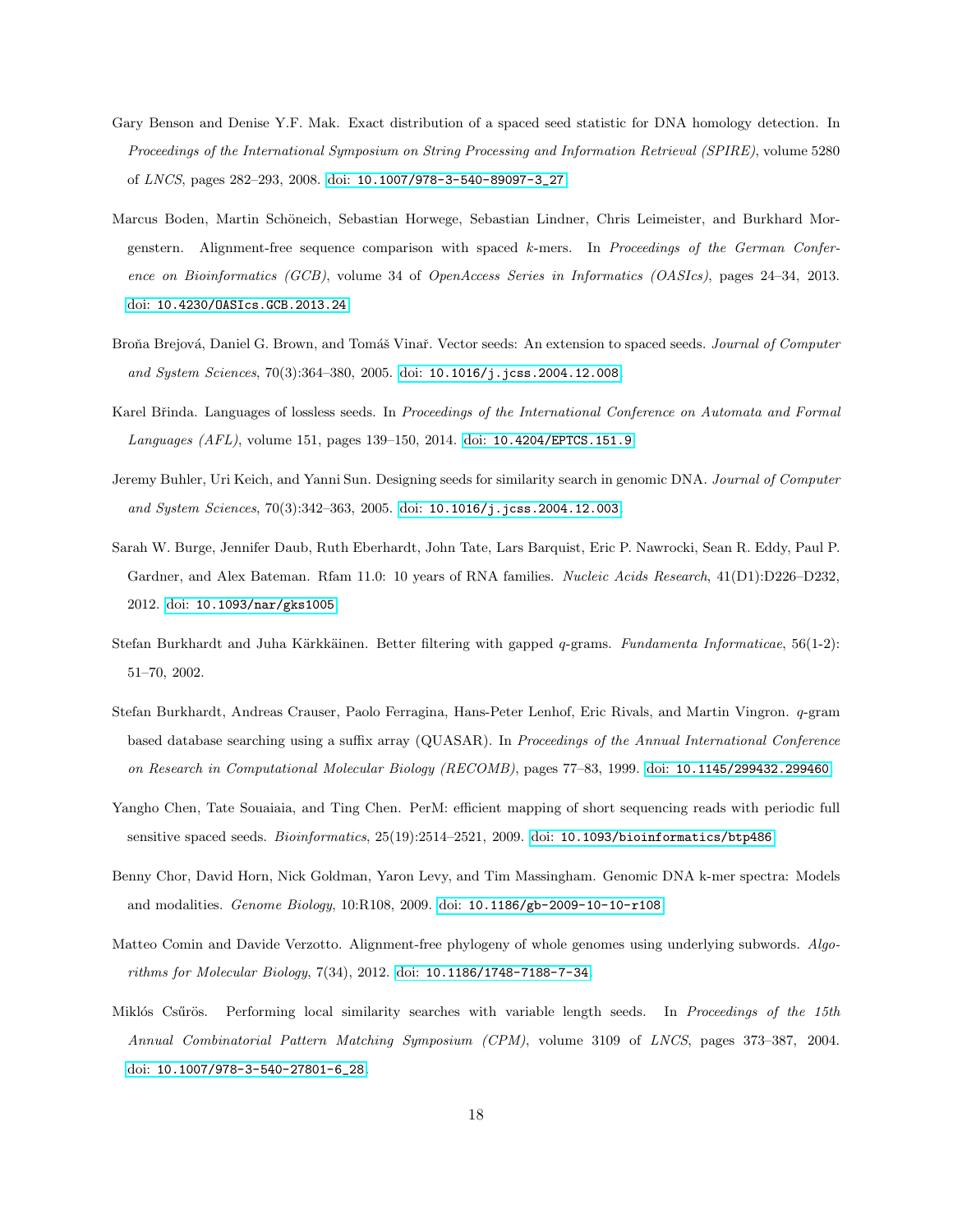Gary Benson and Denise Y.F. Mak. Exact distribution of a spaced seed statistic for DNA homology detection. In *Proceedings of the International Symposium on String Processing and Information Retrieval (SPIRE)*, volume 5280 of *LNCS*, pages 282–293, 2008. doi: 10.1007/978-3-540-89097-3_27.

Marcus Boden, Martin Schöneich, Sebastian Horwege, Sebastian Lindner, Chris Leimeister, and Burkhard Morgenstern. Alignment-free sequence comparison with spaced $k$-mers. In *Proceedings of the German Conference on Bioinformatics (GCB)*, volume 34 of *OpenAccess Series in Informatics (OASIcs)*, pages 24–34, 2013. doi: 10.4230/OASIcs.GCB.2013.24.

Broňa Brejová, Daniel G. Brown, and Tomáš Vinař. Vector seeds: An extension to spaced seeds. *Journal of Computer and System Sciences*, 70(3):364–380, 2005. doi: 10.1016/j.jcss.2004.12.008.

Karel Břinda. Languages of lossless seeds. In *Proceedings of the International Conference on Automata and Formal Languages (AFL)*, volume 151, pages 139–150, 2014. doi: 10.4204/EPTCS.151.9.

Jeremy Buhler, Uri Keich, and Yanni Sun. Designing seeds for similarity search in genomic DNA. *Journal of Computer and System Sciences*, 70(3):342–363, 2005. doi: 10.1016/j.jcss.2004.12.003.

Sarah W. Burge, Jennifer Daub, Ruth Eberhardt, John Tate, Lars Barquist, Eric P. Nawrocki, Sean R. Eddy, Paul P. Gardner, and Alex Bateman. Rfam 11.0: 10 years of RNA families. *Nucleic Acids Research*, 41(D1):D226–D232, 2012. doi: 10.1093/nar/gks1005.

Stefan Burkhardt and Juha Kärkkäinen. Better filtering with gapped $q$-grams. *Fundamenta Informaticae*, 56(1-2): 51–70, 2002.

Stefan Burkhardt, Andreas Crauser, Paolo Ferragina, Hans-Peter Lenhof, Eric Rivals, and Martin Vingron. $q$-gram based database searching using a suffix array (QUASAR). In *Proceedings of the Annual International Conference on Research in Computational Molecular Biology (RECOMB)*, pages 77–83, 1999. doi: 10.1145/299432.299460.

Yangho Chen, Tate Souaiaia, and Ting Chen. PerM: efficient mapping of short sequencing reads with periodic full sensitive spaced seeds. *Bioinformatics*, 25(19):2514–2521, 2009. doi: 10.1093/bioinformatics/btp486.

Benny Chor, David Horn, Nick Goldman, Yaron Levy, and Tim Massingham. Genomic DNA k-mer spectra: Models and modalities. *Genome Biology*, 10:R108, 2009. doi: 10.1186/gb-2009-10-10-r108.

Matteo Comin and Davide Verzotto. Alignment-free phylogeny of whole genomes using underlying subwords. *Algorithms for Molecular Biology*, 7(34), 2012. doi: 10.1186/1748-7188-7-34.

Miklós Csűrös. Performing local similarity searches with variable length seeds. In *Proceedings of the 15th Annual Combinatorial Pattern Matching Symposium (CPM)*, volume 3109 of *LNCS*, pages 373–387, 2004. doi: 10.1007/978-3-540-27801-6_28.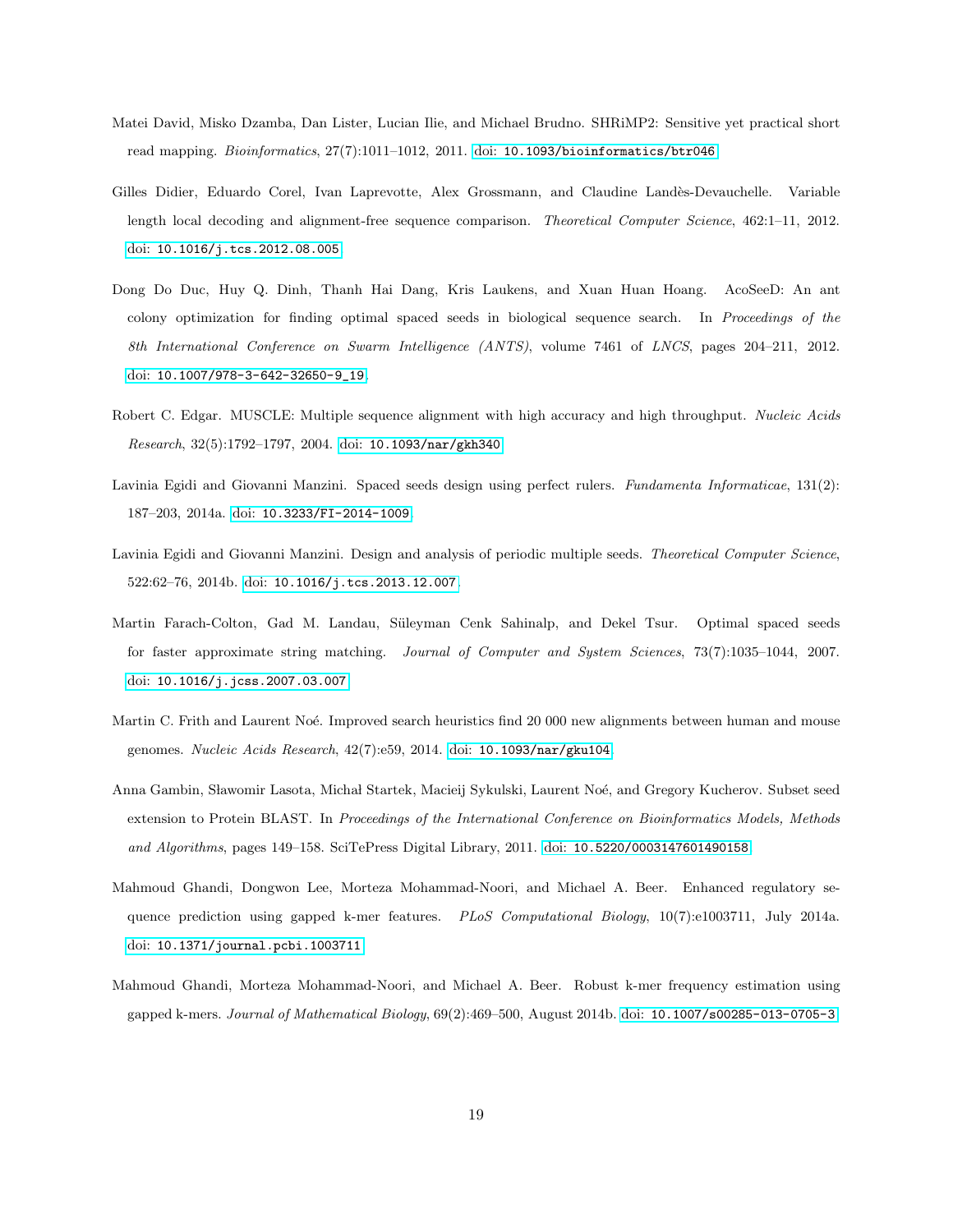Matei David, Misko Dzamba, Dan Lister, Lucian Ilie, and Michael Brudno. SHRiMP2: Sensitive yet practical short read mapping. *Bioinformatics*, 27(7):1011–1012, 2011. doi: 10.1093/bioinformatics/btr046.

Gilles Didier, Eduardo Corel, Ivan Laprevotte, Alex Grossmann, and Claudine Landès-Devauchelle. Variable length local decoding and alignment-free sequence comparison. *Theoretical Computer Science*, 462:1–11, 2012. doi: 10.1016/j.tcs.2012.08.005.

Dong Do Duc, Huy Q. Dinh, Thanh Hai Dang, Kris Laukens, and Xuan Huan Hoang. AcoSeeD: An ant colony optimization for finding optimal spaced seeds in biological sequence search. In *Proceedings of the 8th International Conference on Swarm Intelligence (ANTS)*, volume 7461 of *LNCS*, pages 204–211, 2012. doi: 10.1007/978-3-642-32650-9_19.

Robert C. Edgar. MUSCLE: Multiple sequence alignment with high accuracy and high throughput. *Nucleic Acids Research*, 32(5):1792–1797, 2004. doi: 10.1093/nar/gkh340.

Lavinia Egidi and Giovanni Manzini. Spaced seeds design using perfect rulers. *Fundamenta Informaticae*, 131(2): 187–203, 2014a. doi: 10.3233/FI-2014-1009.

Lavinia Egidi and Giovanni Manzini. Design and analysis of periodic multiple seeds. *Theoretical Computer Science*, 522:62–76, 2014b. doi: 10.1016/j.tcs.2013.12.007.

Martin Farach-Colton, Gad M. Landau, Süleyman Cenk Sahinalp, and Dekel Tsur. Optimal spaced seeds for faster approximate string matching. *Journal of Computer and System Sciences*, 73(7):1035–1044, 2007. doi: 10.1016/j.jcss.2007.03.007.

Martin C. Frith and Laurent Noé. Improved search heuristics find 20 000 new alignments between human and mouse genomes. *Nucleic Acids Research*, 42(7):e59, 2014. doi: 10.1093/nar/gku104.

Anna Gambin, Sławomir Lasota, Michał Startek, Macieij Sykulski, Laurent Noé, and Gregory Kucherov. Subset seed extension to Protein BLAST. In *Proceedings of the International Conference on Bioinformatics Models, Methods and Algorithms*, pages 149–158. SciTePress Digital Library, 2011. doi: 10.5220/0003147601490158.

Mahmoud Ghandi, Dongwon Lee, Morteza Mohammad-Noori, and Michael A. Beer. Enhanced regulatory sequence prediction using gapped k-mer features. *PLoS Computational Biology*, 10(7):e1003711, July 2014a. doi: 10.1371/journal.pcbi.1003711.

Mahmoud Ghandi, Morteza Mohammad-Noori, and Michael A. Beer. Robust k-mer frequency estimation using gapped k-mers. *Journal of Mathematical Biology*, 69(2):469–500, August 2014b. doi: 10.1007/s00285-013-0705-3.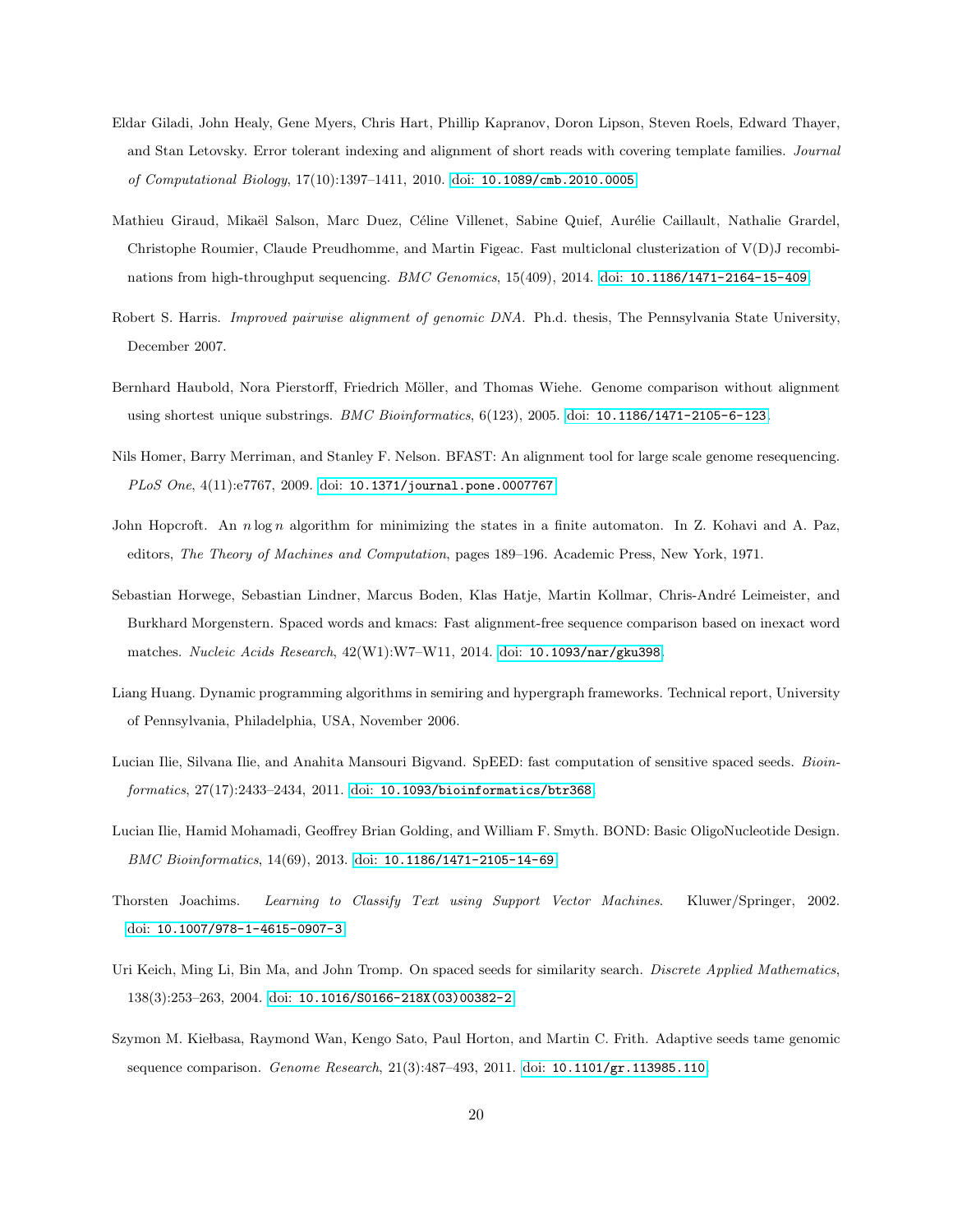Eldar Giladi, John Healy, Gene Myers, Chris Hart, Phillip Kapranov, Doron Lipson, Steven Roels, Edward Thayer, and Stan Letovsky. Error tolerant indexing and alignment of short reads with covering template families. *Journal of Computational Biology*, 17(10):1397–1411, 2010. doi: 10.1089/cmb.2010.0005.

Mathieu Giraud, Mikaël Salson, Marc Duez, Céline Villenet, Sabine Quief, Aurélie Caillault, Nathalie Grardel, Christophe Roumier, Claude Preudhomme, and Martin Figeac. Fast multiclonal clusterization of V(D)J recombinations from high-throughput sequencing. *BMC Genomics*, 15(409), 2014. doi: 10.1186/1471-2164-15-409.

Robert S. Harris. *Improved pairwise alignment of genomic DNA*. Ph.d. thesis, The Pennsylvania State University, December 2007.

Bernhard Haubold, Nora Pierstorff, Friedrich Möller, and Thomas Wiehe. Genome comparison without alignment using shortest unique substrings. *BMC Bioinformatics*, 6(123), 2005. doi: 10.1186/1471-2105-6-123.

Nils Homer, Barry Merriman, and Stanley F. Nelson. BFAST: An alignment tool for large scale genome resequencing. *PLoS One*, 4(11):e7767, 2009. doi: 10.1371/journal.pone.0007767.

John Hopcroft. An $n \log n$ algorithm for minimizing the states in a finite automaton. In Z. Kohavi and A. Paz, editors, *The Theory of Machines and Computation*, pages 189–196. Academic Press, New York, 1971.

Sebastian Horwege, Sebastian Lindner, Marcus Boden, Klas Hatje, Martin Kollmar, Chris-André Leimeister, and Burkhard Morgenstern. Spaced words and kmacs: Fast alignment-free sequence comparison based on inexact word matches. *Nucleic Acids Research*, 42(W1):W7–W11, 2014. doi: 10.1093/nar/gku398.

Liang Huang. Dynamic programming algorithms in semiring and hypergraph frameworks. Technical report, University of Pennsylvania, Philadelphia, USA, November 2006.

Lucian Ilie, Silvana Ilie, and Anahita Mansouri Bigvand. SpEED: fast computation of sensitive spaced seeds. *Bioinformatics*, 27(17):2433–2434, 2011. doi: 10.1093/bioinformatics/btr368.

Lucian Ilie, Hamid Mohamadi, Geoffrey Brian Golding, and William F. Smyth. BOND: Basic OligoNucleotide Design. *BMC Bioinformatics*, 14(69), 2013. doi: 10.1186/1471-2105-14-69.

Thorsten Joachims. *Learning to Classify Text using Support Vector Machines*. Kluwer/Springer, 2002. doi: 10.1007/978-1-4615-0907-3.

Uri Keich, Ming Li, Bin Ma, and John Tromp. On spaced seeds for similarity search. *Discrete Applied Mathematics*, 138(3):253–263, 2004. doi: 10.1016/S0166-218X(03)00382-2.

Szymon M. Kiełbasa, Raymond Wan, Kengo Sato, Paul Horton, and Martin C. Frith. Adaptive seeds tame genomic sequence comparison. *Genome Research*, 21(3):487–493, 2011. doi: 10.1101/gr.113985.110.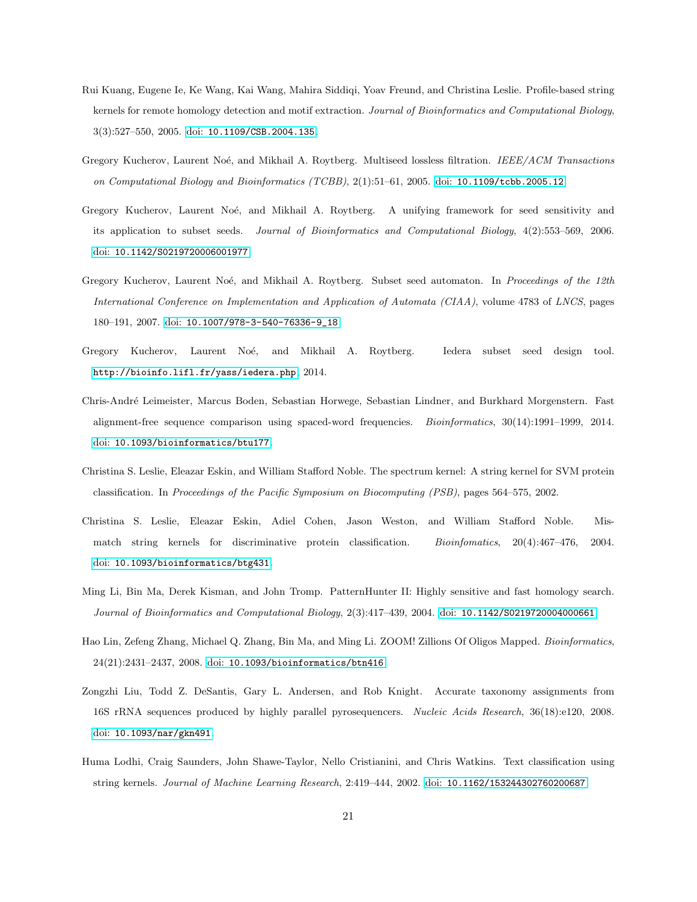Rui Kuang, Eugene Ie, Ke Wang, Kai Wang, Mahira Siddiqi, Yoav Freund, and Christina Leslie. Profile-based string kernels for remote homology detection and motif extraction. *Journal of Bioinformatics and Computational Biology*, 3(3):527–550, 2005. doi: 10.1109/CSB.2004.135.

Gregory Kucherov, Laurent Noé, and Mikhail A. Roytberg. Multiseed lossless filtration. *IEEE/ACM Transactions on Computational Biology and Bioinformatics (TCBB)*, 2(1):51–61, 2005. doi: 10.1109/tcbb.2005.12.

Gregory Kucherov, Laurent Noé, and Mikhail A. Roytberg. A unifying framework for seed sensitivity and its application to subset seeds. *Journal of Bioinformatics and Computational Biology*, 4(2):553–569, 2006. doi: 10.1142/S0219720006001977.

Gregory Kucherov, Laurent Noé, and Mikhail A. Roytberg. Subset seed automaton. In *Proceedings of the 12th International Conference on Implementation and Application of Automata (CIAA)*, volume 4783 of *LNCS*, pages 180–191, 2007. doi: 10.1007/978-3-540-76336-9_18.

Gregory Kucherov, Laurent Noé, and Mikhail A. Roytberg. Iedera subset seed design tool. http://bioinfo.lifl.fr/yass/iedera.php, 2014.

Chris-André Leimeister, Marcus Boden, Sebastian Horwege, Sebastian Lindner, and Burkhard Morgenstern. Fast alignment-free sequence comparison using spaced-word frequencies. *Bioinformatics*, 30(14):1991–1999, 2014. doi: 10.1093/bioinformatics/btu177.

Christina S. Leslie, Eleazar Eskin, and William Stafford Noble. The spectrum kernel: A string kernel for SVM protein classification. In *Proceedings of the Pacific Symposium on Biocomputing (PSB)*, pages 564–575, 2002.

Christina S. Leslie, Eleazar Eskin, Adiel Cohen, Jason Weston, and William Stafford Noble. Mismatch string kernels for discriminative protein classification. *Bioinfomatics*, 20(4):467–476, 2004. doi: 10.1093/bioinformatics/btg431.

Ming Li, Bin Ma, Derek Kisman, and John Tromp. PatternHunter II: Highly sensitive and fast homology search. *Journal of Bioinformatics and Computational Biology*, 2(3):417–439, 2004. doi: 10.1142/S0219720004000661.

Hao Lin, Zefeng Zhang, Michael Q. Zhang, Bin Ma, and Ming Li. ZOOM! Zillions Of Oligos Mapped. *Bioinformatics*, 24(21):2431–2437, 2008. doi: 10.1093/bioinformatics/btn416.

Zongzhi Liu, Todd Z. DeSantis, Gary L. Andersen, and Rob Knight. Accurate taxonomy assignments from 16S rRNA sequences produced by highly parallel pyrosequencers. *Nucleic Acids Research*, 36(18):e120, 2008. doi: 10.1093/nar/gkn491.

Huma Lodhi, Craig Saunders, John Shawe-Taylor, Nello Cristianini, and Chris Watkins. Text classification using string kernels. *Journal of Machine Learning Research*, 2:419–444, 2002. doi: 10.1162/153244302760200687.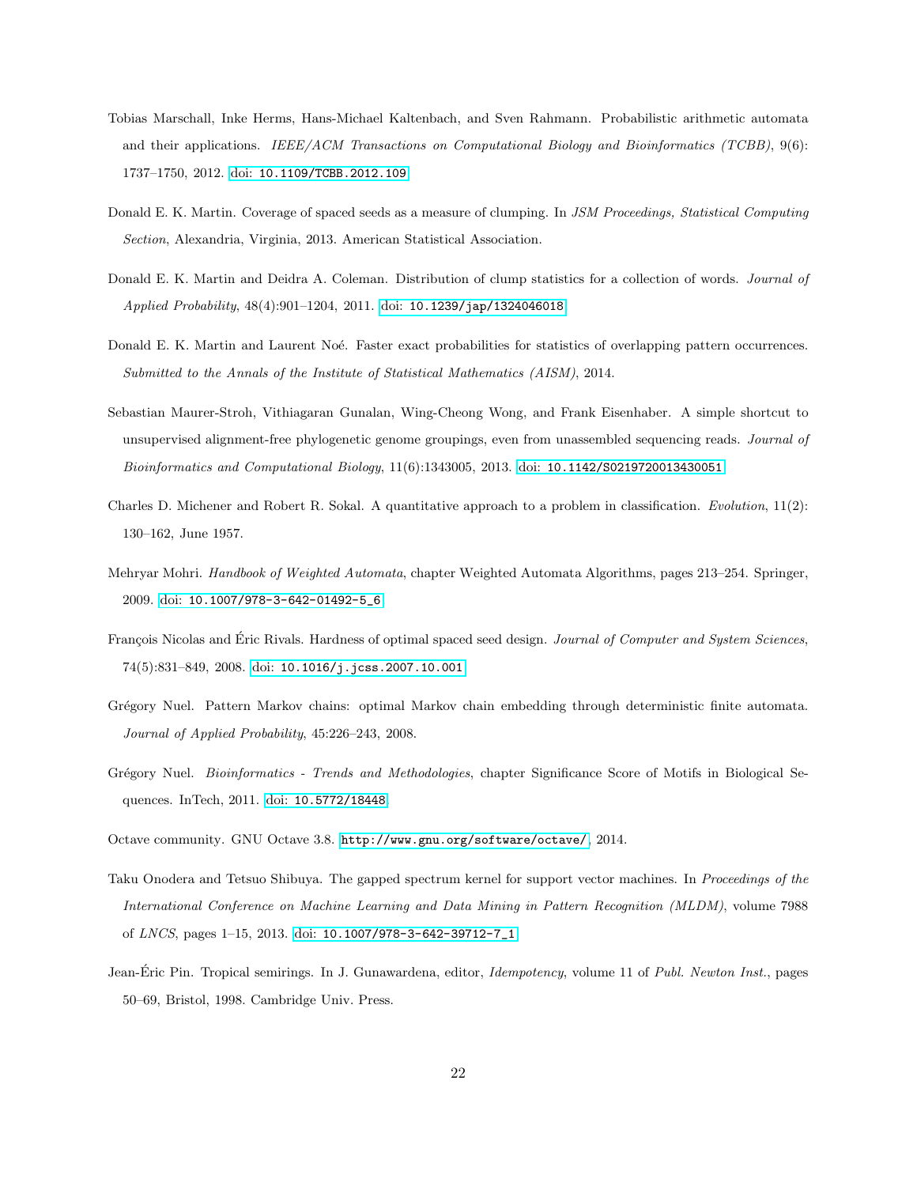Tobias Marschall, Inke Herms, Hans-Michael Kaltenbach, and Sven Rahmann. Probabilistic arithmetic automata and their applications. *IEEE/ACM Transactions on Computational Biology and Bioinformatics (TCBB)*, 9(6): 1737–1750, 2012. doi: 10.1109/TCBB.2012.109

Donald E. K. Martin. Coverage of spaced seeds as a measure of clumping. In *JSM Proceedings, Statistical Computing Section*, Alexandria, Virginia, 2013. American Statistical Association.

Donald E. K. Martin and Deidra A. Coleman. Distribution of clump statistics for a collection of words. *Journal of Applied Probability*, 48(4):901–1204, 2011. doi: 10.1239/jap/1324046018

Donald E. K. Martin and Laurent Noé. Faster exact probabilities for statistics of overlapping pattern occurrences. *Submitted to the Annals of the Institute of Statistical Mathematics (AISM)*, 2014.

Sebastian Maurer-Stroh, Vithiagaran Gunalan, Wing-Cheong Wong, and Frank Eisenhaber. A simple shortcut to unsupervised alignment-free phylogenetic genome groupings, even from unassembled sequencing reads. *Journal of Bioinformatics and Computational Biology*, 11(6):1343005, 2013. doi: 10.1142/S0219720013430051

Charles D. Michener and Robert R. Sokal. A quantitative approach to a problem in classification. *Evolution*, 11(2): 130–162, June 1957.

Mehryar Mohri. *Handbook of Weighted Automata*, chapter Weighted Automata Algorithms, pages 213–254. Springer, 2009. doi: 10.1007/978-3-642-01492-5_6

François Nicolas and Éric Rivals. Hardness of optimal spaced seed design. *Journal of Computer and System Sciences*, 74(5):831–849, 2008. doi: 10.1016/j.jcss.2007.10.001

Grégory Nuel. Pattern Markov chains: optimal Markov chain embedding through deterministic finite automata. *Journal of Applied Probability*, 45:226–243, 2008.

Grégory Nuel. *Bioinformatics - Trends and Methodologies*, chapter Significance Score of Motifs in Biological Sequences. InTech, 2011. doi: 10.5772/18448.

Octave community. GNU Octave 3.8. http://www.gnu.org/software/octave/, 2014.

Taku Onodera and Tetsuo Shibuya. The gapped spectrum kernel for support vector machines. In *Proceedings of the International Conference on Machine Learning and Data Mining in Pattern Recognition (MLDM)*, volume 7988 of *LNCS*, pages 1–15, 2013. doi: 10.1007/978-3-642-39712-7_1

Jean-Éric Pin. Tropical semirings. In J. Gunawardena, editor, *Idempotency*, volume 11 of *Publ. Newton Inst.*, pages 50–69, Bristol, 1998. Cambridge Univ. Press.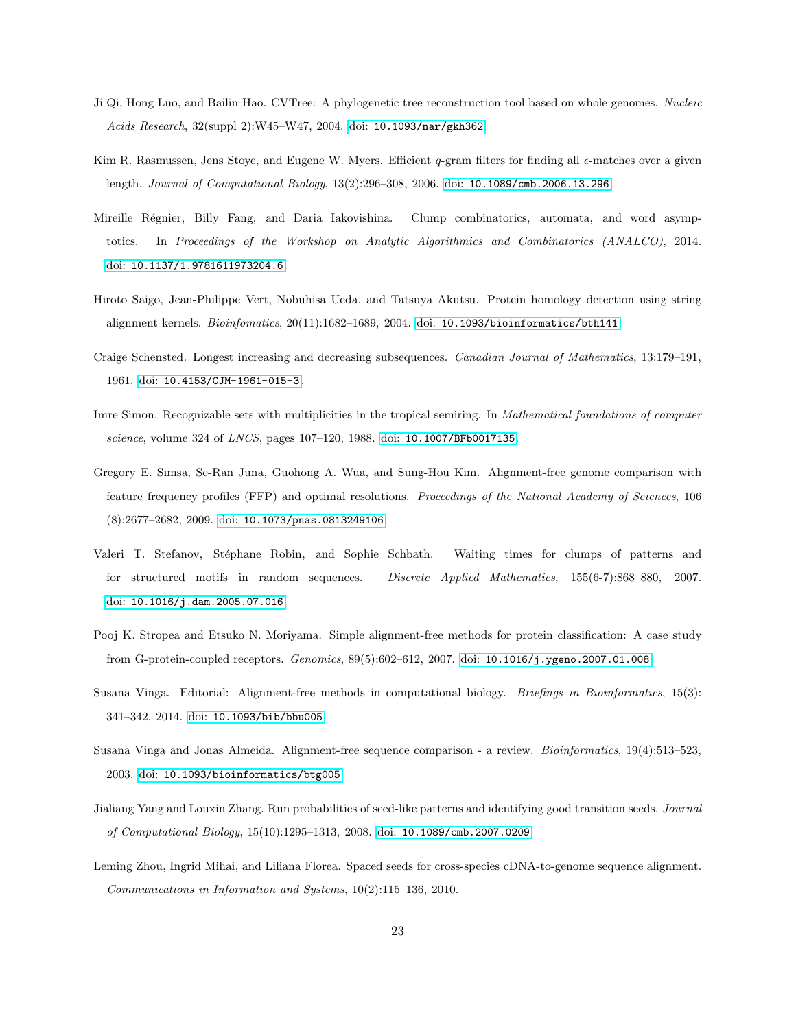Ji Qi, Hong Luo, and Bailin Hao. CVTree: A phylogenetic tree reconstruction tool based on whole genomes. *Nucleic Acids Research*, 32(suppl 2):W45–W47, 2004. doi: 10.1093/nar/gkh362

Kim R. Rasmussen, Jens Stoye, and Eugene W. Myers. Efficient $q$-gram filters for finding all $\epsilon$-matches over a given length. *Journal of Computational Biology*, 13(2):296–308, 2006. doi: 10.1089/cmb.2006.13.296

Mireille Régnier, Billy Fang, and Daria Iakovishina. Clump combinatorics, automata, and word asymptotics. In *Proceedings of the Workshop on Analytic Algorithmics and Combinatorics (ANALCO)*, 2014. doi: 10.1137/1.9781611973204.6

Hiroto Saigo, Jean-Philippe Vert, Nobuhisa Ueda, and Tatsuya Akutsu. Protein homology detection using string alignment kernels. *Bioinfomatics*, 20(11):1682–1689, 2004. doi: 10.1093/bioinformatics/bth141

Craige Schensted. Longest increasing and decreasing subsequences. *Canadian Journal of Mathematics*, 13:179–191, 1961. doi: 10.4153/CJM-1961-015-3.

Imre Simon. Recognizable sets with multiplicities in the tropical semiring. In *Mathematical foundations of computer science*, volume 324 of *LNCS*, pages 107–120, 1988. doi: 10.1007/BFb0017135

Gregory E. Simsa, Se-Ran Juna, Guohong A. Wua, and Sung-Hou Kim. Alignment-free genome comparison with feature frequency profiles (FFP) and optimal resolutions. *Proceedings of the National Academy of Sciences*, 106 (8):2677–2682, 2009. doi: 10.1073/pnas.0813249106

Valeri T. Stefanov, Stéphane Robin, and Sophie Schbath. Waiting times for clumps of patterns and for structured motifs in random sequences. *Discrete Applied Mathematics*, 155(6-7):868–880, 2007. doi: 10.1016/j.dam.2005.07.016

Pooj K. Stropea and Etsuko N. Moriyama. Simple alignment-free methods for protein classification: A case study from G-protein-coupled receptors. *Genomics*, 89(5):602–612, 2007. doi: 10.1016/j.ygeno.2007.01.008

Susana Vinga. Editorial: Alignment-free methods in computational biology. *Briefings in Bioinformatics*, 15(3): 341–342, 2014. doi: 10.1093/bib/bbu005

Susana Vinga and Jonas Almeida. Alignment-free sequence comparison - a review. *Bioinformatics*, 19(4):513–523, 2003. doi: 10.1093/bioinformatics/btg005

Jialiang Yang and Louxin Zhang. Run probabilities of seed-like patterns and identifying good transition seeds. *Journal of Computational Biology*, 15(10):1295–1313, 2008. doi: 10.1089/cmb.2007.0209

Leming Zhou, Ingrid Mihai, and Liliana Florea. Spaced seeds for cross-species cDNA-to-genome sequence alignment. *Communications in Information and Systems*, 10(2):115–136, 2010.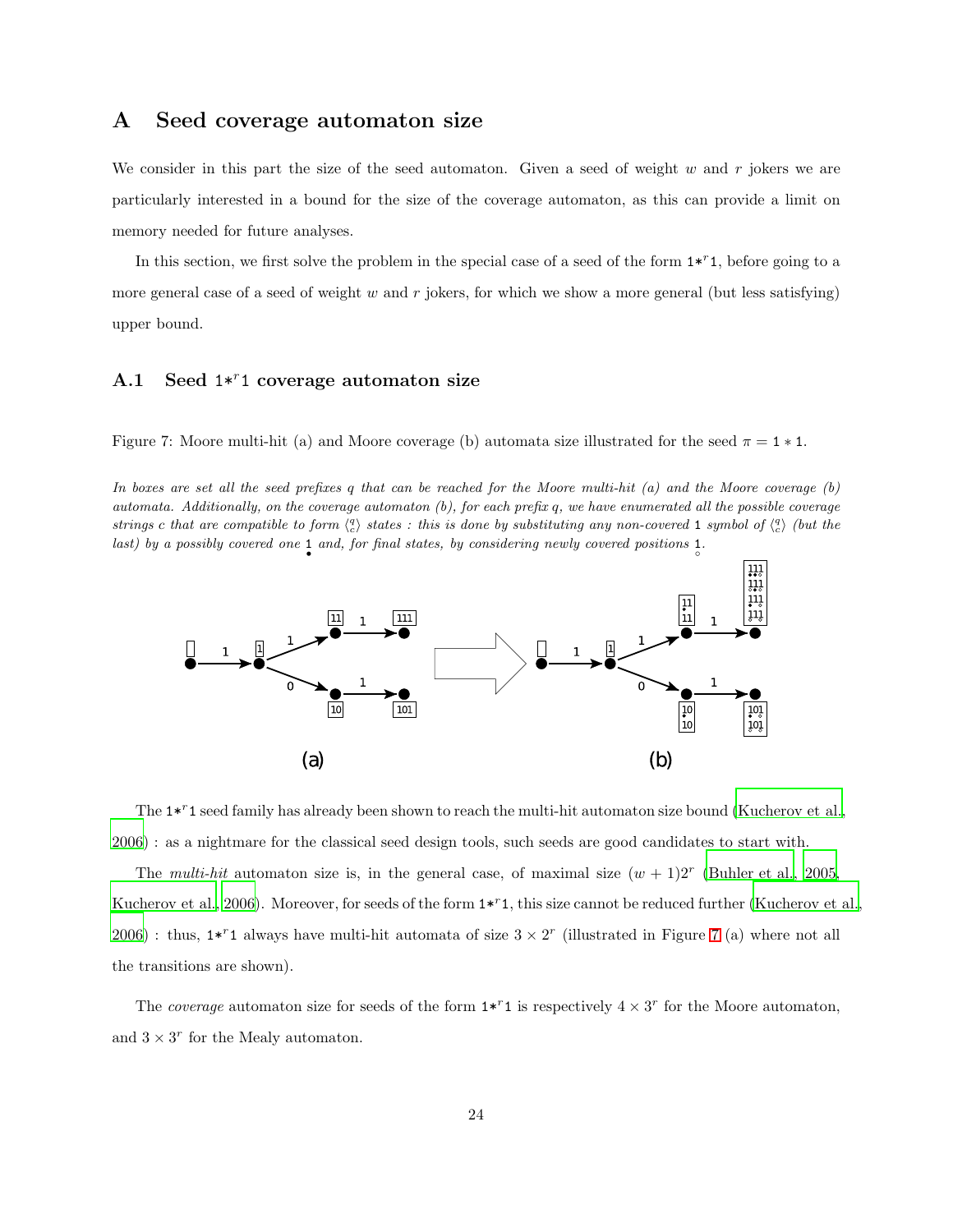# A Seed coverage automaton size

We consider in this part the size of the seed automaton. Given a seed of weight $w$ and $r$ jokers we are particularly interested in a bound for the size of the coverage automaton, as this can provide a limit on memory needed for future analyses.

In this section, we first solve the problem in the special case of a seed of the form $\texttt{1}\ast^r\texttt{1}$, before going to a more general case of a seed of weight $w$ and $r$ jokers, for which we show a more general (but less satisfying) upper bound.

## A.1 Seed $\texttt{1}\ast^r\texttt{1}$ coverage automaton size

Figure 7: Moore multi-hit (a) and Moore coverage (b) automata size illustrated for the seed $\pi = \texttt{1} \ast \texttt{1}$.

*In boxes are set all the seed prefixes q that can be reached for the Moore multi-hit (a) and the Moore coverage (b) automata. Additionally, on the coverage automaton (b), for each prefix q, we have enumerated all the possible coverage strings c that are compatible to form $\langle {}^q_c \rangle$ states : this is done by substituting any non-covered* 1 *symbol of $\langle {}^q_c \rangle$ (but the last) by a possibly covered one $\underset{\bullet}{\texttt{1}}$ and, for final states, by considering newly covered positions $\underset{\circ}{\texttt{1}}$.*

The $\texttt{1}\ast^r\texttt{1}$ seed family has already been shown to reach the multi-hit automaton size bound (Kucherov et al., 2006) : as a nightmare for the classical seed design tools, such seeds are good candidates to start with.

The *multi-hit* automaton size is, in the general case, of maximal size $(w+1)2^r$ (Buhler et al., 2005, Kucherov et al., 2006). Moreover, for seeds of the form $\texttt{1}\ast^r\texttt{1}$, this size cannot be reduced further (Kucherov et al., 2006) : thus, $\texttt{1}\ast^r\texttt{1}$ always have multi-hit automata of size $3 \times 2^r$ (illustrated in Figure 7 (a) where not all the transitions are shown).

The *coverage* automaton size for seeds of the form $\texttt{1}\ast^r\texttt{1}$ is respectively $4 \times 3^r$ for the Moore automaton, and $3 \times 3^r$ for the Mealy automaton.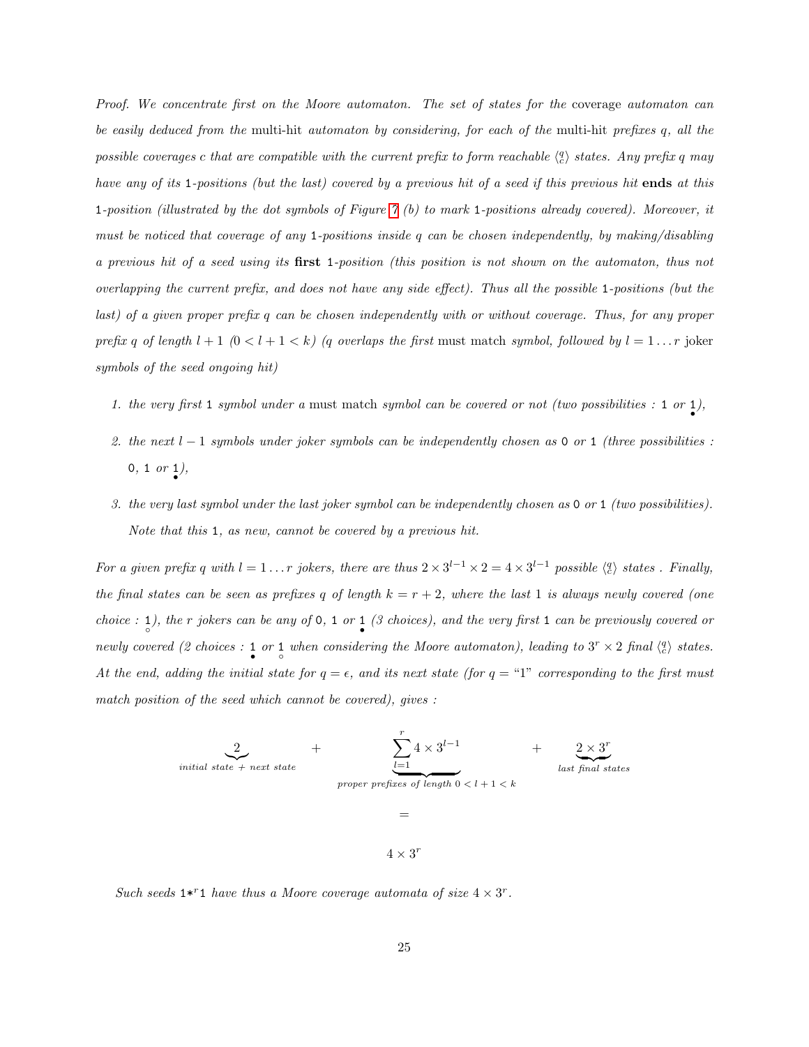*Proof. We concentrate first on the Moore automaton. The set of states for the* coverage *automaton can be easily deduced from the* multi-hit *automaton by considering, for each of the* multi-hit *prefixes q, all the possible coverages c that are compatible with the current prefix to form reachable $\langle {}^{q}_{c} \rangle$ states. Any prefix q may have any of its* `1`*-positions (but the last) covered by a previous hit of a seed if this previous hit* **ends** *at this* `1`*-position (illustrated by the dot symbols of Figure 7 (b) to mark* `1`*-positions already covered). Moreover, it must be noticed that coverage of any* `1`*-positions inside q can be chosen independently, by making/disabling a previous hit of a seed using its* **first** `1`*-position (this position is not shown on the automaton, thus not overlapping the current prefix, and does not have any side effect). Thus all the possible* `1`*-positions (but the last) of a given proper prefix q can be chosen independently with or without coverage. Thus, for any proper prefix q of length $l+1$ ($0 < l+1 < k$) (q overlaps the first* must match *symbol, followed by $l = 1 \ldots r$* joker *symbols of the seed ongoing hit)*

1. *the very first* `1` *symbol under a* must match *symbol can be covered or not (two possibilities :* `1` *or* $\underset{\bullet}{\mathtt{1}}$*),*
2. *the next $l-1$ symbols under joker symbols can be independently chosen as* `0` *or* `1` *(three possibilities :* `0`*,* `1` *or* $\underset{\bullet}{\mathtt{1}}$*),*
3. *the very last symbol under the last joker symbol can be independently chosen as* `0` *or* `1` *(two possibilities). Note that this* `1`*, as new, cannot be covered by a previous hit.*

*For a given prefix q with $l = 1 \ldots r$ jokers, there are thus $2 \times 3^{l-1} \times 2 = 4 \times 3^{l-1}$ possible $\langle {}^{q}_{c} \rangle$ states . Finally, the final states can be seen as prefixes q of length $k = r+2$, where the last* `1` *is always newly covered (one choice : $\underset{\circ}{\mathtt{1}}$), the r jokers can be any of* `0`*,* `1` *or* $\underset{\bullet}{\mathtt{1}}$ *(3 choices), and the very first* `1` *can be previously covered or newly covered (2 choices : $\underset{\bullet}{\mathtt{1}}$ or $\underset{\circ}{\mathtt{1}}$ when considering the Moore automaton), leading to $3^r \times 2$ final $\langle {}^{q}_{c} \rangle$ states. At the end, adding the initial state for $q = \epsilon$, and its next state (for q = "1" corresponding to the first must match position of the seed which cannot be covered), gives :*

$$\underbrace{2}_{\text{initial state + next state}} \quad + \quad \underbrace{\sum_{l=1}^{r} 4 \times 3^{l-1}}_{\text{proper prefixes of length } 0<l+1<k} \quad + \quad \underbrace{2 \times 3^r}_{\text{last final states}}$$

$$=$$

$$4 \times 3^r$$

*Such seeds* `1*`$^r$`1` *have thus a Moore coverage automata of size $4 \times 3^r$.*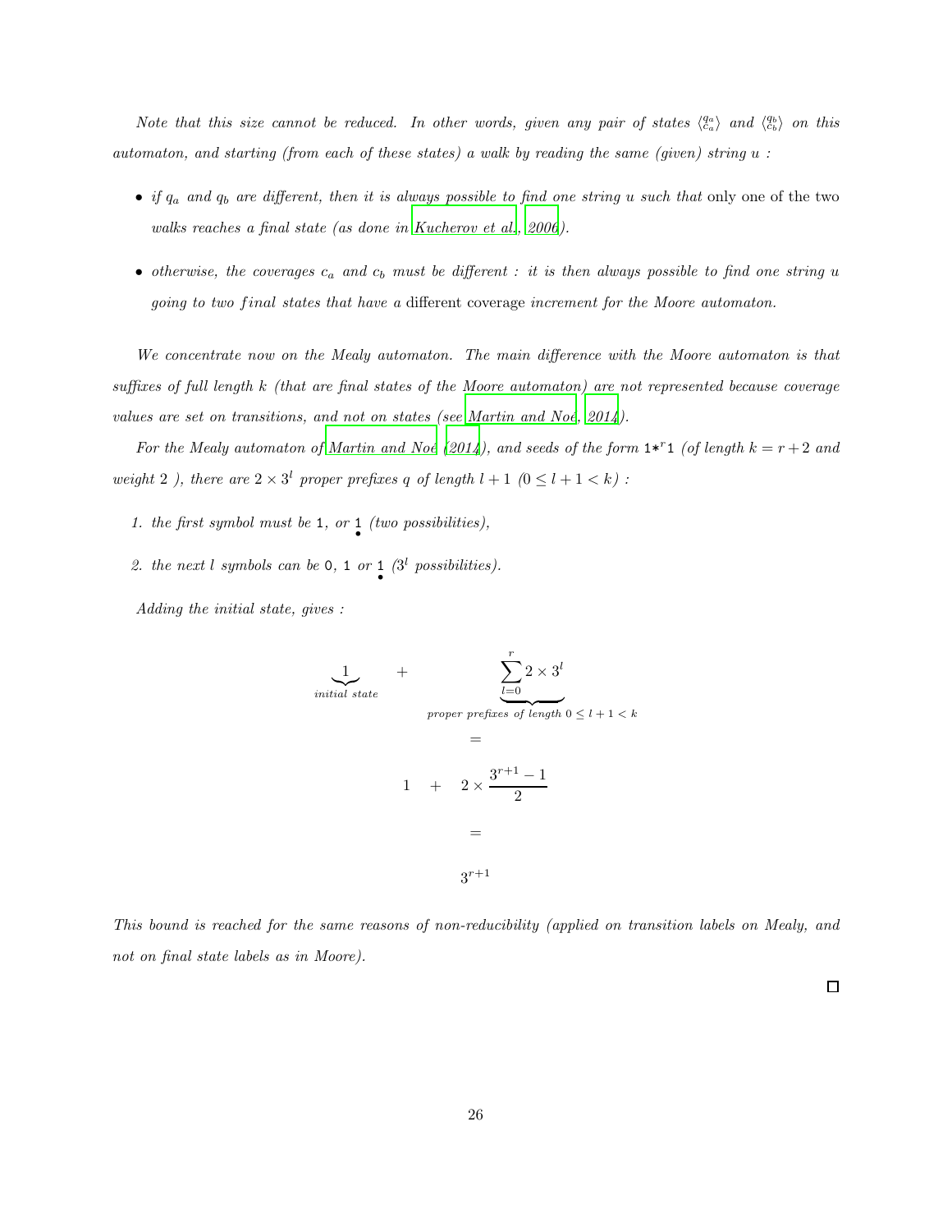*Note that this size cannot be reduced. In other words, given any pair of states* $\langle {q_a \atop c_a} \rangle$ *and* $\langle {q_b \atop c_b} \rangle$ *on this automaton, and starting (from each of these states) a walk by reading the same (given) string* $u$ *:*

- *if* $q_a$ *and* $q_b$ *are different, then it is always possible to find one string* $u$ *such that* only one of the two *walks reaches a final state (as done in Kucherov et al., 2006).*
- *otherwise, the coverages* $c_a$ *and* $c_b$ *must be different : it is then always possible to find one string* $u$ *going to two final states that have a* different coverage *increment for the Moore automaton.*

*We concentrate now on the Mealy automaton. The main difference with the Moore automaton is that suffixes of full length* $k$ *(that are final states of the Moore automaton) are not represented because coverage values are set on transitions, and not on states (see Martin and Noé, 2014).*

*For the Mealy automaton of Martin and Noé (2014), and seeds of the form* 1*$^r$1 *(of length* $k = r+2$ *and weight 2 ), there are* $2 \times 3^l$ *proper prefixes* $q$ *of length* $l+1$ $(0 \leq l+1 < k)$ *:*

1. *the first symbol must be* 1*, or* $\underset{\bullet}{1}$ *(two possibilities),*
2. *the next* $l$ *symbols can be* 0*,* 1 *or* $\underset{\bullet}{1}$ *(*$3^l$ *possibilities).*

*Adding the initial state, gives :*

$$\underbrace{1}_{initial\ state} \quad + \quad \underbrace{\sum_{l=0}^{r} 2 \times 3^l}_{proper\ prefixes\ of\ length\ 0 \leq l+1 < k}$$

$$=$$

$$1 \quad + \quad 2 \times \frac{3^{r+1}-1}{2}$$

$$=$$

$$3^{r+1}$$

*This bound is reached for the same reasons of non-reducibility (applied on transition labels on Mealy, and not on final state labels as in Moore).*

□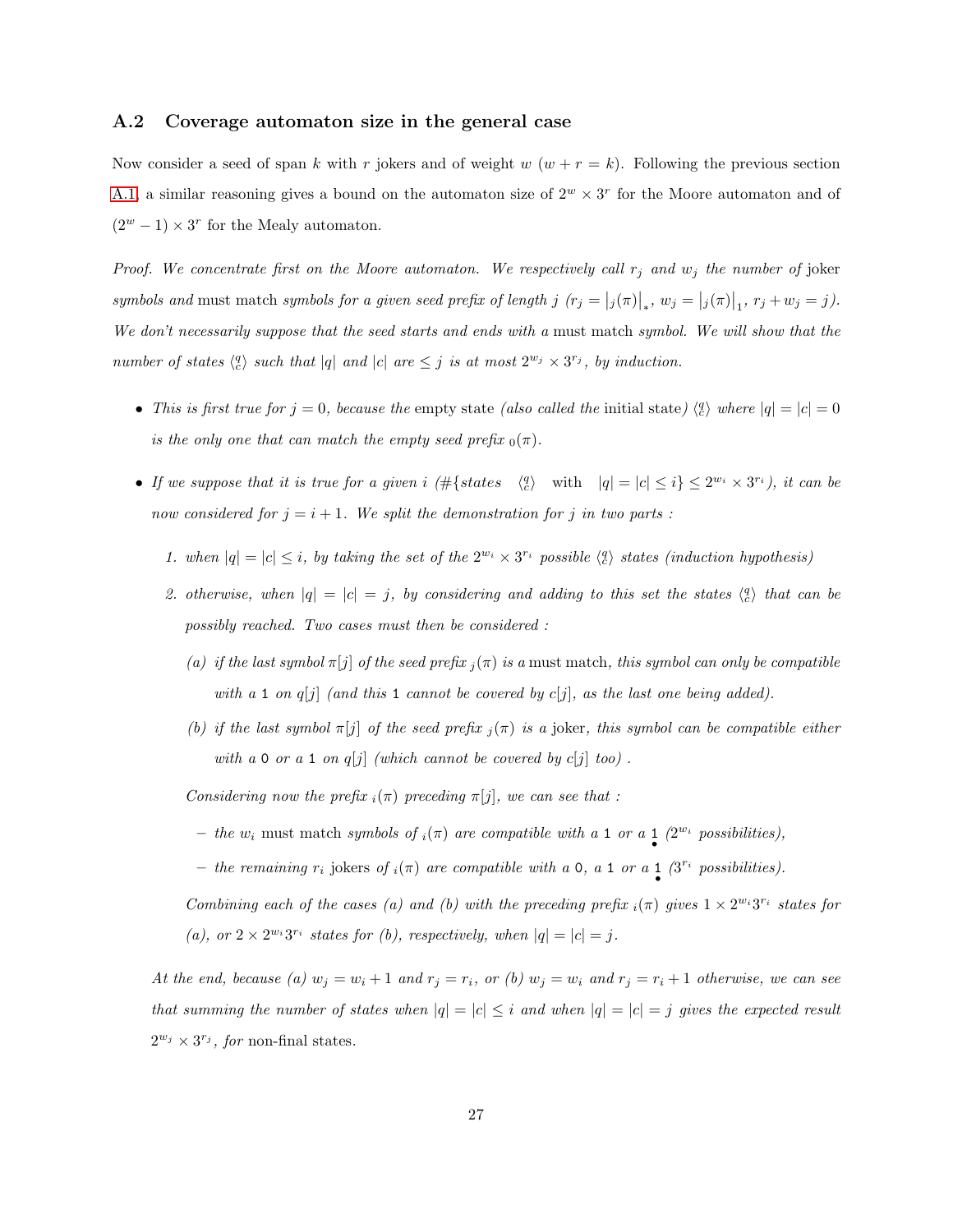### A.2 Coverage automaton size in the general case

Now consider a seed of span $k$ with $r$ jokers and of weight $w$ ($w + r = k$). Following the previous section A.1, a similar reasoning gives a bound on the automaton size of $2^w \times 3^r$ for the Moore automaton and of $(2^w - 1) \times 3^r$ for the Mealy automaton.

*Proof. We concentrate first on the Moore automaton. We respectively call $r_j$ and $w_j$ the number of* joker *symbols and* must match *symbols for a given seed prefix of length $j$ ($r_j = \left|{}_j(\pi)\right|_*$, $w_j = \left|{}_j(\pi)\right|_1$, $r_j + w_j = j$). We don't necessarily suppose that the seed starts and ends with a* must match *symbol. We will show that the number of states $\langle {q \atop c} \rangle$ such that $|q|$ and $|c|$ are $\leq j$ is at most $2^{w_j} \times 3^{r_j}$, by induction.*

- *This is first true for $j = 0$, because the* empty state *(also called the* initial state*) $\langle {q \atop c} \rangle$ where $|q| = |c| = 0$ is the only one that can match the empty seed prefix ${}_0(\pi)$.*
- *If we suppose that it is true for a given $i$ ($\#\{\text{states} \quad \langle {q \atop c} \rangle \quad \text{with} \quad |q| = |c| \leq i\} \leq 2^{w_i} \times 3^{r_i}$), it can be now considered for $j = i + 1$. We split the demonstration for $j$ in two parts :*
  1. *when $|q| = |c| \leq i$, by taking the set of the $2^{w_i} \times 3^{r_i}$ possible $\langle {q \atop c} \rangle$ states (induction hypothesis)*
  2. *otherwise, when $|q| = |c| = j$, by considering and adding to this set the states $\langle {q \atop c} \rangle$ that can be possibly reached. Two cases must then be considered :*
     (a) *if the last symbol $\pi[j]$ of the seed prefix ${}_j(\pi)$ is a* must match*, this symbol can only be compatible with a* `1` *on $q[j]$ (and this* `1` *cannot be covered by $c[j]$, as the last one being added).*
     (b) *if the last symbol $\pi[j]$ of the seed prefix ${}_j(\pi)$ is a* joker*, this symbol can be compatible either with a* `0` *or a* `1` *on $q[j]$ (which cannot be covered by $c[j]$ too) .*

     *Considering now the prefix ${}_i(\pi)$ preceding $\pi[j]$, we can see that :*
     - *the $w_i$* must match *symbols of ${}_i(\pi)$ are compatible with a* `1` *or a $\underset{\bullet}{\mathtt{1}}$ ($2^{w_i}$ possibilities),*
     - *the remaining $r_i$* jokers *of ${}_i(\pi)$ are compatible with a* `0`*, a* `1` *or a $\underset{\bullet}{\mathtt{1}}$ ($3^{r_i}$ possibilities).*

     *Combining each of the cases (a) and (b) with the preceding prefix ${}_i(\pi)$ gives $1 \times 2^{w_i} 3^{r_i}$ states for (a), or $2 \times 2^{w_i} 3^{r_i}$ states for (b), respectively, when $|q| = |c| = j$.*

  *At the end, because (a) $w_j = w_i + 1$ and $r_j = r_i$, or (b) $w_j = w_i$ and $r_j = r_i + 1$ otherwise, we can see that summing the number of states when $|q| = |c| \leq i$ and when $|q| = |c| = j$ gives the expected result $2^{w_j} \times 3^{r_j}$, for* non-final states*.*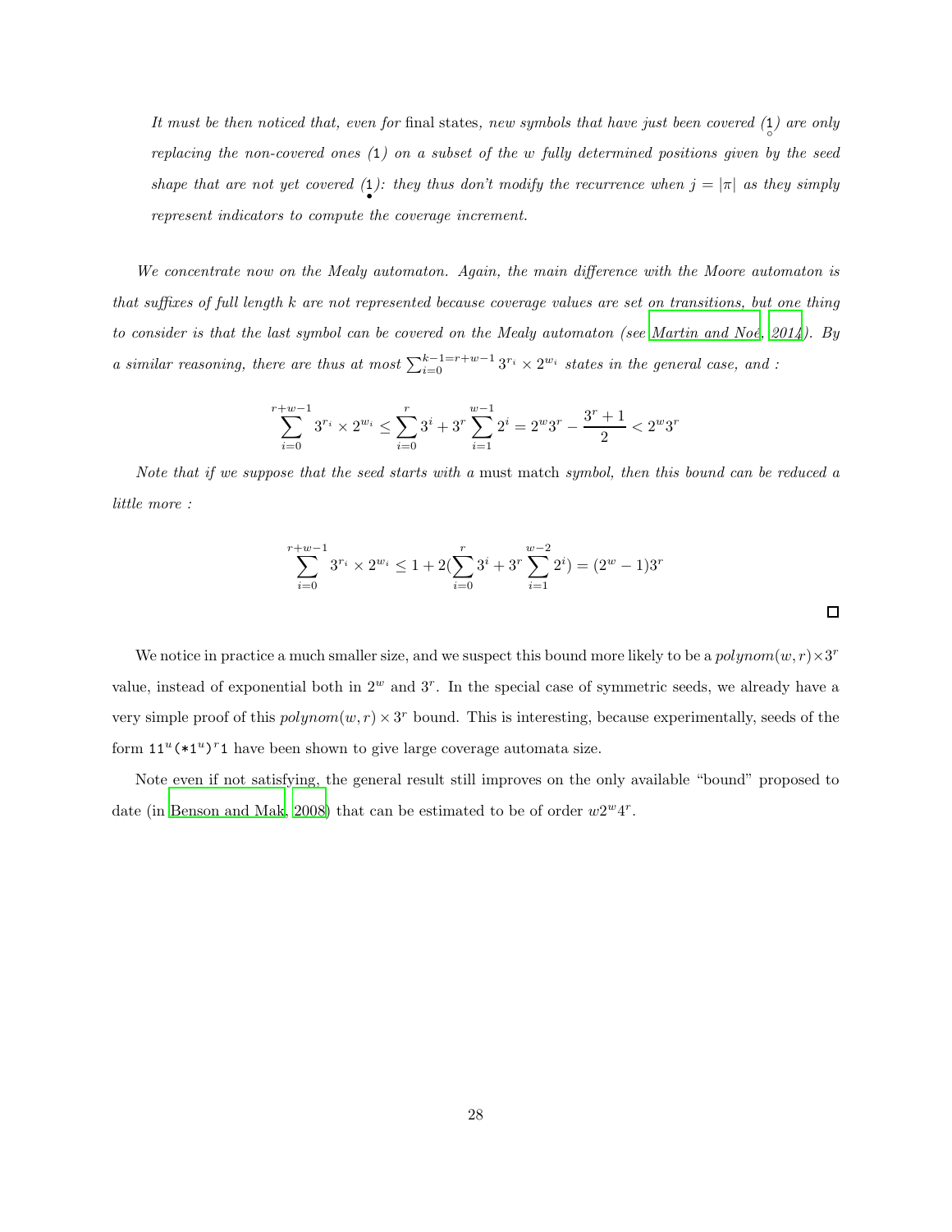*It must be then noticed that, even for* final states, *new symbols that have just been covered* ($\underset{\circ}{1}$) *are only replacing the non-covered ones* (1) *on a subset of the* $w$ *fully determined positions given by the seed shape that are not yet covered* ($\underset{\bullet}{1}$)*: they thus don't modify the recurrence when* $j = |\pi|$ *as they simply represent indicators to compute the coverage increment.*

*We concentrate now on the Mealy automaton. Again, the main difference with the Moore automaton is that suffixes of full length* $k$ *are not represented because coverage values are set on transitions, but one thing to consider is that the last symbol can be covered on the Mealy automaton (see Martin and Noé, 2014). By a similar reasoning, there are thus at most* $\sum_{i=0}^{k-1=r+w-1} 3^{r_i} \times 2^{w_i}$ *states in the general case, and :*

$$\sum_{i=0}^{r+w-1} 3^{r_i} \times 2^{w_i} \leq \sum_{i=0}^{r} 3^i + 3^r \sum_{i=1}^{w-1} 2^i = 2^w 3^r - \frac{3^r+1}{2} < 2^w 3^r$$

*Note that if we suppose that the seed starts with a* must match *symbol, then this bound can be reduced a little more :*

$$\sum_{i=0}^{r+w-1} 3^{r_i} \times 2^{w_i} \leq 1 + 2(\sum_{i=0}^{r} 3^i + 3^r \sum_{i=1}^{w-2} 2^i) = (2^w - 1)3^r$$

□

We notice in practice a much smaller size, and we suspect this bound more likely to be a $polynom(w,r) \times 3^r$ value, instead of exponential both in $2^w$ and $3^r$. In the special case of symmetric seeds, we already have a very simple proof of this $polynom(w,r) \times 3^r$ bound. This is interesting, because experimentally, seeds of the form $11^u(*1^u)^r1$ have been shown to give large coverage automata size.

Note even if not satisfying, the general result still improves on the only available "bound" proposed to date (in Benson and Mak, 2008) that can be estimated to be of order $w2^w4^r$.